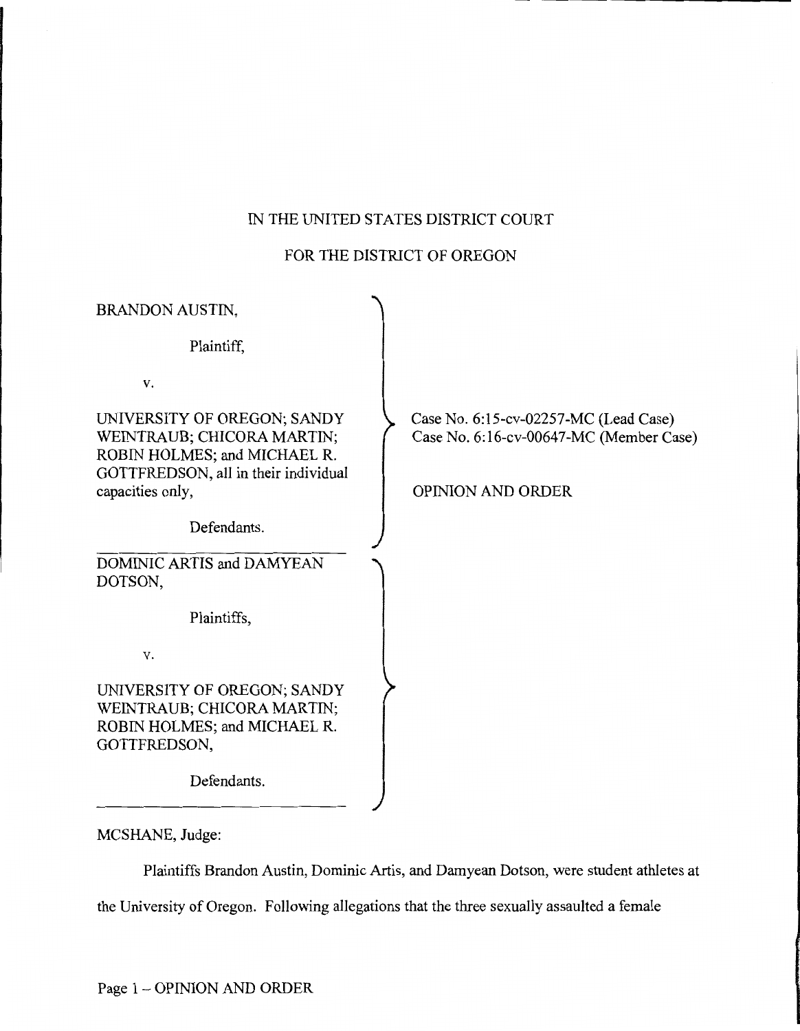IN THE UNITED STATES DISTRICT COURT

FOR THE DISTRICT OF OREGON

BRANDON AUSTIN,

Plaintiff,

v.

UNIVERSITY OF OREGON; SANDY WEINTRAUB; CHICORA MARTIN; ROBIN HOLMES; and MICHAEL R. GOTTFREDSON, all in their individual capacities only,

Defendants.

Case No. 6:15-cv-02257-MC (Lead Case)
Case No. 6:16-cv-00647-MC (Member Case)

OPINION AND ORDER

---

DOMINIC ARTIS and DAMYEAN DOTSON,

Plaintiffs,

v.

UNIVERSITY OF OREGON; SANDY WEINTRAUB; CHICORA MARTIN; ROBIN HOLMES; and MICHAEL R. GOTTFREDSON,

Defendants.

---

MCSHANE, Judge:

Plaintiffs Brandon Austin, Dominic Artis, and Damyean Dotson, were student athletes at the University of Oregon. Following allegations that the three sexually assaulted a female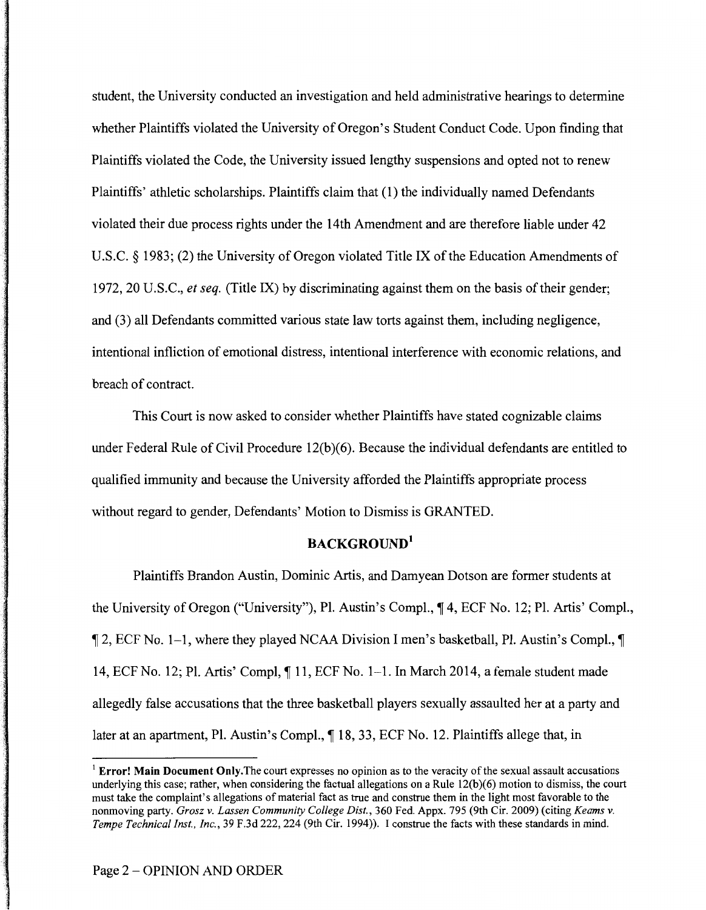student, the University conducted an investigation and held administrative hearings to determine whether Plaintiffs violated the University of Oregon's Student Conduct Code. Upon finding that Plaintiffs violated the Code, the University issued lengthy suspensions and opted not to renew Plaintiffs' athletic scholarships. Plaintiffs claim that (1) the individually named Defendants violated their due process rights under the 14th Amendment and are therefore liable under 42 U.S.C. § 1983; (2) the University of Oregon violated Title IX of the Education Amendments of 1972, 20 U.S.C., *et seq.* (Title IX) by discriminating against them on the basis of their gender; and (3) all Defendants committed various state law torts against them, including negligence, intentional infliction of emotional distress, intentional interference with economic relations, and breach of contract.

This Court is now asked to consider whether Plaintiffs have stated cognizable claims under Federal Rule of Civil Procedure 12(b)(6). Because the individual defendants are entitled to qualified immunity and because the University afforded the Plaintiffs appropriate process without regard to gender, Defendants' Motion to Dismiss is GRANTED.

## BACKGROUND[1]

Plaintiffs Brandon Austin, Dominic Artis, and Damyean Dotson are former students at the University of Oregon ("University"), Pl. Austin's Compl., ¶ 4, ECF No. 12; Pl. Artis' Compl., ¶ 2, ECF No. 1–1, where they played NCAA Division I men's basketball, Pl. Austin's Compl., ¶ 14, ECF No. 12; Pl. Artis' Compl, ¶ 11, ECF No. 1–1. In March 2014, a female student made allegedly false accusations that the three basketball players sexually assaulted her at a party and later at an apartment, Pl. Austin's Compl., ¶ 18, 33, ECF No. 12. Plaintiffs allege that, in

---

[1] **Error! Main Document Only.** The court expresses no opinion as to the veracity of the sexual assault accusations underlying this case; rather, when considering the factual allegations on a Rule 12(b)(6) motion to dismiss, the court must take the complaint's allegations of material fact as true and construe them in the light most favorable to the nonmoving party. *Grosz v. Lassen Community College Dist.*, 360 Fed. Appx. 795 (9th Cir. 2009) (citing *Keams v. Tempe Technical Inst., Inc.*, 39 F.3d 222, 224 (9th Cir. 1994)). I construe the facts with these standards in mind.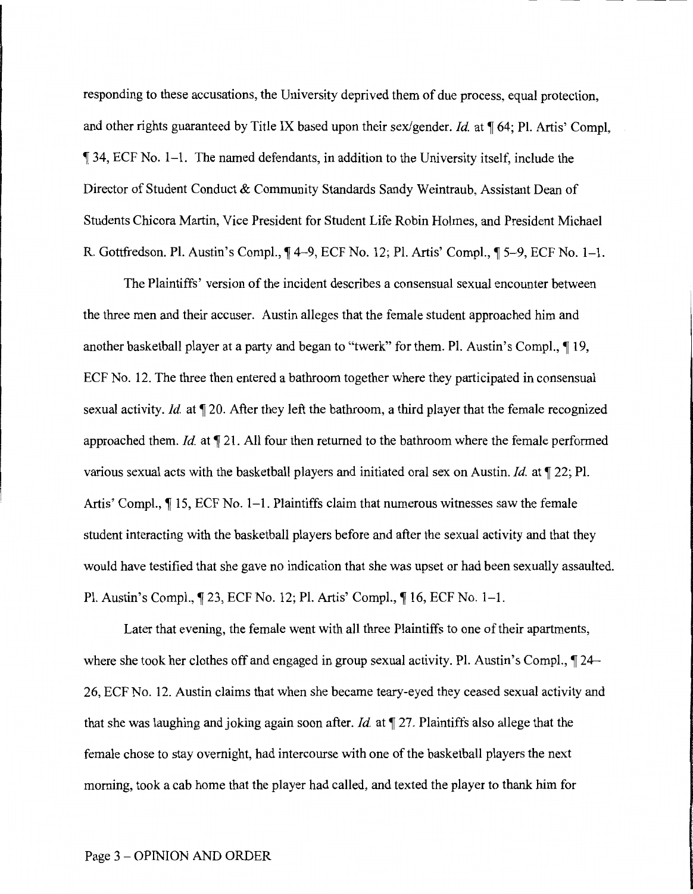responding to these accusations, the University deprived them of due process, equal protection, and other rights guaranteed by Title IX based upon their sex/gender. *Id.* at ¶ 64; Pl. Artis' Compl, ¶ 34, ECF No. 1–1. The named defendants, in addition to the University itself, include the Director of Student Conduct & Community Standards Sandy Weintraub, Assistant Dean of Students Chicora Martin, Vice President for Student Life Robin Holmes, and President Michael R. Gottfredson. Pl. Austin's Compl., ¶ 4–9, ECF No. 12; Pl. Artis' Compl., ¶ 5–9, ECF No. 1–1.

The Plaintiffs' version of the incident describes a consensual sexual encounter between the three men and their accuser. Austin alleges that the female student approached him and another basketball player at a party and began to "twerk" for them. Pl. Austin's Compl., ¶ 19, ECF No. 12. The three then entered a bathroom together where they participated in consensual sexual activity. *Id.* at ¶ 20. After they left the bathroom, a third player that the female recognized approached them. *Id.* at ¶ 21. All four then returned to the bathroom where the female performed various sexual acts with the basketball players and initiated oral sex on Austin. *Id.* at ¶ 22; Pl. Artis' Compl., ¶ 15, ECF No. 1–1. Plaintiffs claim that numerous witnesses saw the female student interacting with the basketball players before and after the sexual activity and that they would have testified that she gave no indication that she was upset or had been sexually assaulted. Pl. Austin's Compl., ¶ 23, ECF No. 12; Pl. Artis' Compl., ¶ 16, ECF No. 1–1.

Later that evening, the female went with all three Plaintiffs to one of their apartments, where she took her clothes off and engaged in group sexual activity. Pl. Austin's Compl., ¶ 24–26, ECF No. 12. Austin claims that when she became teary-eyed they ceased sexual activity and that she was laughing and joking again soon after. *Id.* at ¶ 27. Plaintiffs also allege that the female chose to stay overnight, had intercourse with one of the basketball players the next morning, took a cab home that the player had called, and texted the player to thank him for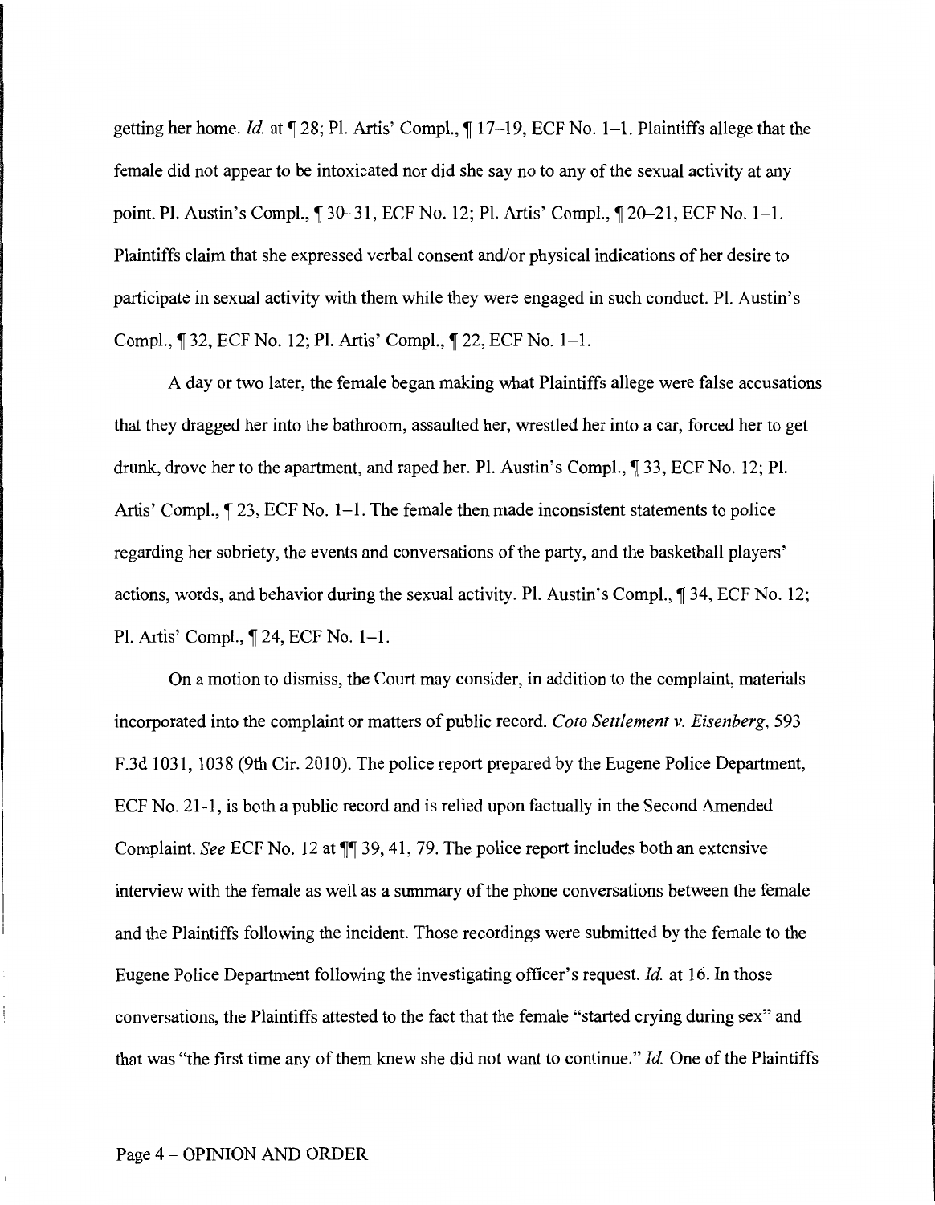getting her home. *Id.* at ¶ 28; Pl. Artis' Compl., ¶ 17–19, ECF No. 1–1. Plaintiffs allege that the female did not appear to be intoxicated nor did she say no to any of the sexual activity at any point. Pl. Austin's Compl., ¶ 30–31, ECF No. 12; Pl. Artis' Compl., ¶ 20–21, ECF No. 1–1. Plaintiffs claim that she expressed verbal consent and/or physical indications of her desire to participate in sexual activity with them while they were engaged in such conduct. Pl. Austin's Compl., ¶ 32, ECF No. 12; Pl. Artis' Compl., ¶ 22, ECF No. 1–1.

A day or two later, the female began making what Plaintiffs allege were false accusations that they dragged her into the bathroom, assaulted her, wrestled her into a car, forced her to get drunk, drove her to the apartment, and raped her. Pl. Austin's Compl., ¶ 33, ECF No. 12; Pl. Artis' Compl., ¶ 23, ECF No. 1–1. The female then made inconsistent statements to police regarding her sobriety, the events and conversations of the party, and the basketball players' actions, words, and behavior during the sexual activity. Pl. Austin's Compl., ¶ 34, ECF No. 12; Pl. Artis' Compl., ¶ 24, ECF No. 1–1.

On a motion to dismiss, the Court may consider, in addition to the complaint, materials incorporated into the complaint or matters of public record. *Coto Settlement v. Eisenberg*, 593 F.3d 1031, 1038 (9th Cir. 2010). The police report prepared by the Eugene Police Department, ECF No. 21-1, is both a public record and is relied upon factually in the Second Amended Complaint. *See* ECF No. 12 at ¶¶ 39, 41, 79. The police report includes both an extensive interview with the female as well as a summary of the phone conversations between the female and the Plaintiffs following the incident. Those recordings were submitted by the female to the Eugene Police Department following the investigating officer's request. *Id.* at 16. In those conversations, the Plaintiffs attested to the fact that the female "started crying during sex" and that was "the first time any of them knew she did not want to continue." *Id.* One of the Plaintiffs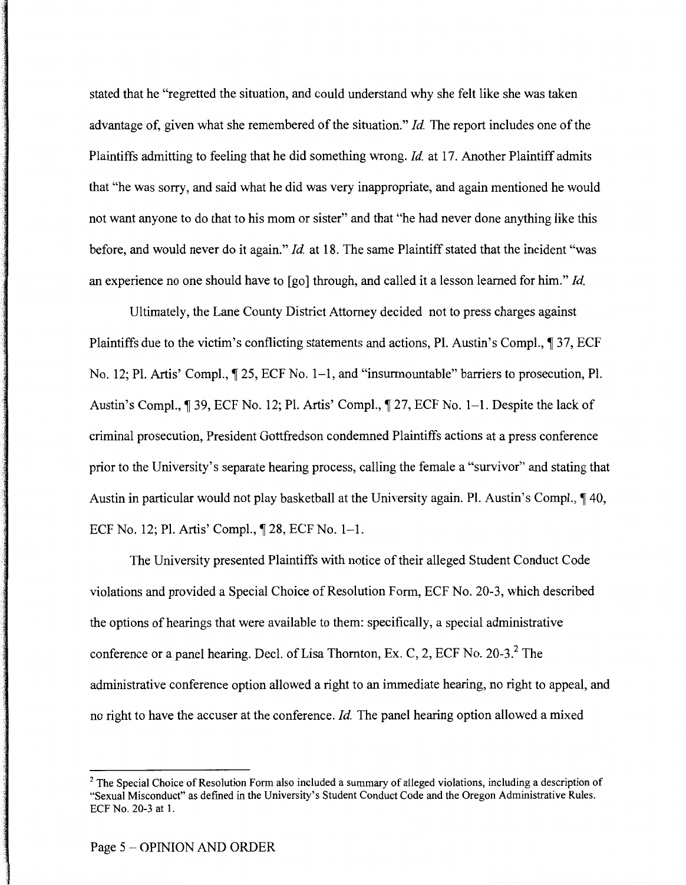stated that he "regretted the situation, and could understand why she felt like she was taken advantage of, given what she remembered of the situation." *Id.* The report includes one of the Plaintiffs admitting to feeling that he did something wrong. *Id.* at 17. Another Plaintiff admits that "he was sorry, and said what he did was very inappropriate, and again mentioned he would not want anyone to do that to his mom or sister" and that "he had never done anything like this before, and would never do it again." *Id.* at 18. The same Plaintiff stated that the incident "was an experience no one should have to [go] through, and called it a lesson learned for him." *Id.*

Ultimately, the Lane County District Attorney decided not to press charges against Plaintiffs due to the victim's conflicting statements and actions, Pl. Austin's Compl., ¶ 37, ECF No. 12; Pl. Artis' Compl., ¶ 25, ECF No. 1–1, and "insurmountable" barriers to prosecution, Pl. Austin's Compl., ¶ 39, ECF No. 12; Pl. Artis' Compl., ¶ 27, ECF No. 1–1. Despite the lack of criminal prosecution, President Gottfredson condemned Plaintiffs actions at a press conference prior to the University's separate hearing process, calling the female a "survivor" and stating that Austin in particular would not play basketball at the University again. Pl. Austin's Compl., ¶ 40, ECF No. 12; Pl. Artis' Compl., ¶ 28, ECF No. 1–1.

The University presented Plaintiffs with notice of their alleged Student Conduct Code violations and provided a Special Choice of Resolution Form, ECF No. 20-3, which described the options of hearings that were available to them: specifically, a special administrative conference or a panel hearing. Decl. of Lisa Thornton, Ex. C, 2, ECF No. 20-3.[2] The administrative conference option allowed a right to an immediate hearing, no right to appeal, and no right to have the accuser at the conference. *Id.* The panel hearing option allowed a mixed

[2] The Special Choice of Resolution Form also included a summary of alleged violations, including a description of "Sexual Misconduct" as defined in the University's Student Conduct Code and the Oregon Administrative Rules. ECF No. 20-3 at 1.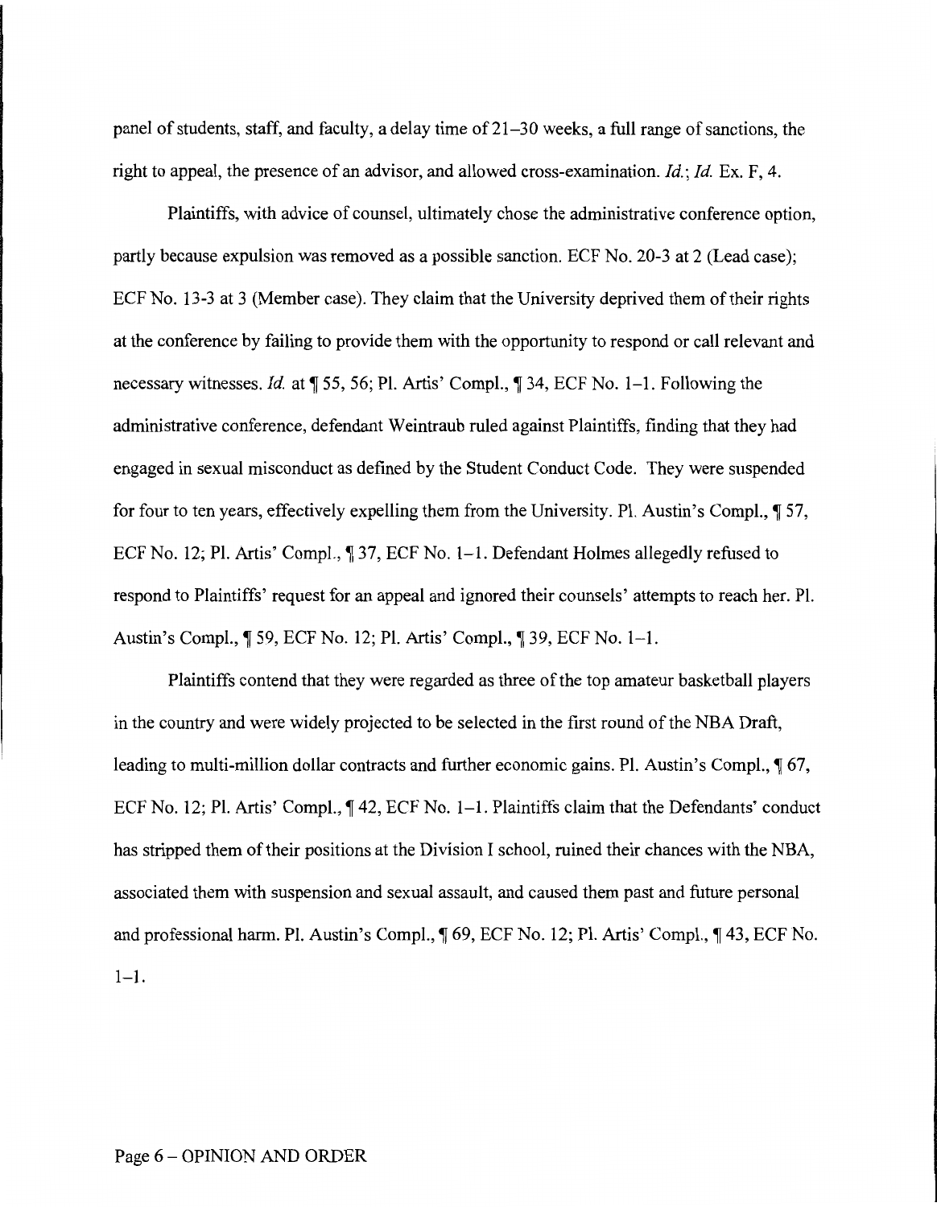panel of students, staff, and faculty, a delay time of 21–30 weeks, a full range of sanctions, the right to appeal, the presence of an advisor, and allowed cross-examination. *Id.*; *Id.* Ex. F, 4.

Plaintiffs, with advice of counsel, ultimately chose the administrative conference option, partly because expulsion was removed as a possible sanction. ECF No. 20-3 at 2 (Lead case); ECF No. 13-3 at 3 (Member case). They claim that the University deprived them of their rights at the conference by failing to provide them with the opportunity to respond or call relevant and necessary witnesses. *Id.* at ¶ 55, 56; Pl. Artis' Compl., ¶ 34, ECF No. 1–1. Following the administrative conference, defendant Weintraub ruled against Plaintiffs, finding that they had engaged in sexual misconduct as defined by the Student Conduct Code. They were suspended for four to ten years, effectively expelling them from the University. Pl. Austin's Compl., ¶ 57, ECF No. 12; Pl. Artis' Compl., ¶ 37, ECF No. 1–1. Defendant Holmes allegedly refused to respond to Plaintiffs' request for an appeal and ignored their counsels' attempts to reach her. Pl. Austin's Compl., ¶ 59, ECF No. 12; Pl. Artis' Compl., ¶ 39, ECF No. 1–1.

Plaintiffs contend that they were regarded as three of the top amateur basketball players in the country and were widely projected to be selected in the first round of the NBA Draft, leading to multi-million dollar contracts and further economic gains. Pl. Austin's Compl., ¶ 67, ECF No. 12; Pl. Artis' Compl., ¶ 42, ECF No. 1–1. Plaintiffs claim that the Defendants' conduct has stripped them of their positions at the Division I school, ruined their chances with the NBA, associated them with suspension and sexual assault, and caused them past and future personal and professional harm. Pl. Austin's Compl., ¶ 69, ECF No. 12; Pl. Artis' Compl., ¶ 43, ECF No. 1–1.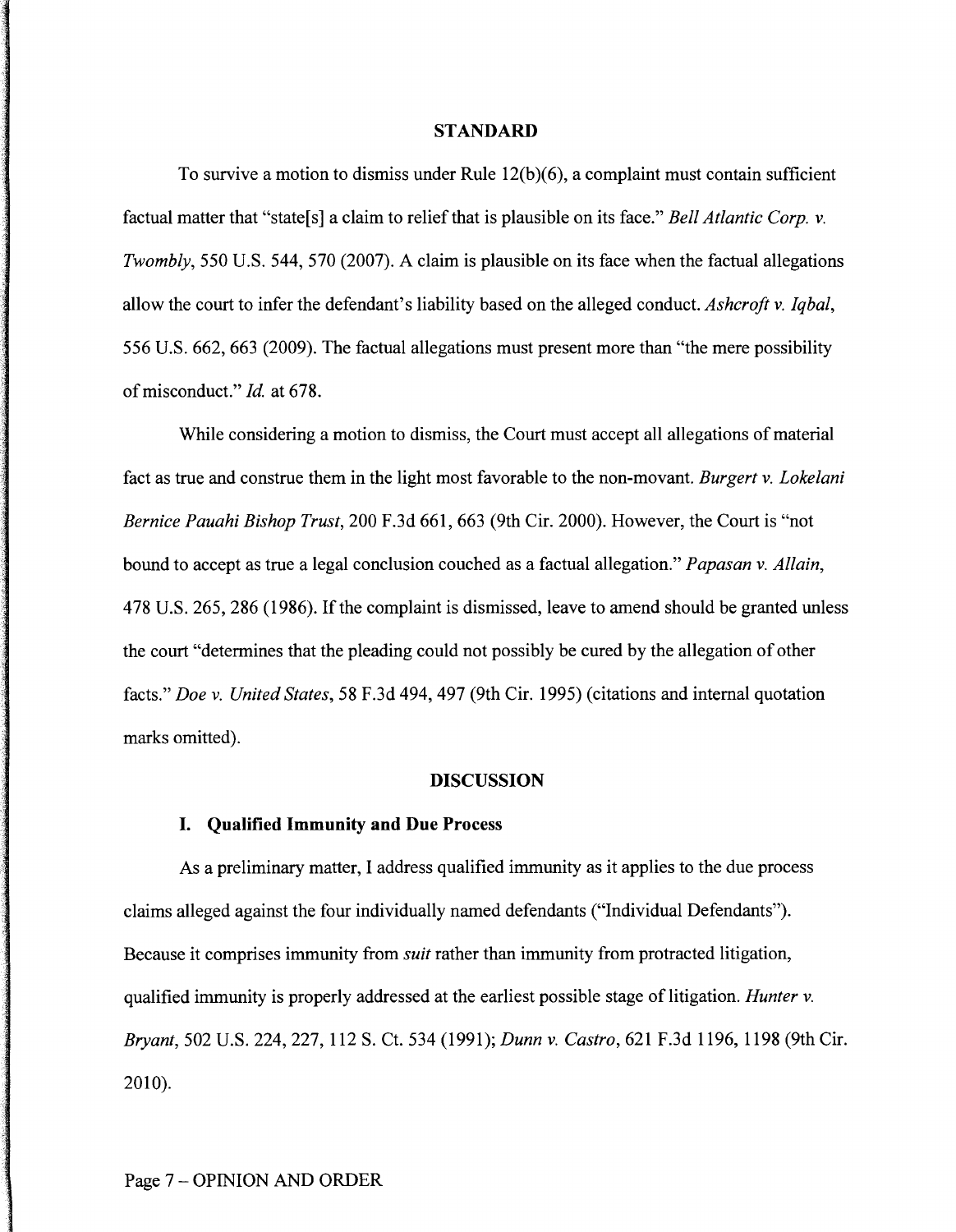## STANDARD

To survive a motion to dismiss under Rule 12(b)(6), a complaint must contain sufficient factual matter that "state[s] a claim to relief that is plausible on its face." *Bell Atlantic Corp. v. Twombly*, 550 U.S. 544, 570 (2007). A claim is plausible on its face when the factual allegations allow the court to infer the defendant's liability based on the alleged conduct. *Ashcroft v. Iqbal*, 556 U.S. 662, 663 (2009). The factual allegations must present more than "the mere possibility of misconduct." *Id.* at 678.

While considering a motion to dismiss, the Court must accept all allegations of material fact as true and construe them in the light most favorable to the non-movant. *Burgert v. Lokelani Bernice Pauahi Bishop Trust*, 200 F.3d 661, 663 (9th Cir. 2000). However, the Court is "not bound to accept as true a legal conclusion couched as a factual allegation." *Papasan v. Allain*, 478 U.S. 265, 286 (1986). If the complaint is dismissed, leave to amend should be granted unless the court "determines that the pleading could not possibly be cured by the allegation of other facts." *Doe v. United States*, 58 F.3d 494, 497 (9th Cir. 1995) (citations and internal quotation marks omitted).

## DISCUSSION

### I. Qualified Immunity and Due Process

As a preliminary matter, I address qualified immunity as it applies to the due process claims alleged against the four individually named defendants ("Individual Defendants"). Because it comprises immunity from *suit* rather than immunity from protracted litigation, qualified immunity is properly addressed at the earliest possible stage of litigation. *Hunter v. Bryant*, 502 U.S. 224, 227, 112 S. Ct. 534 (1991); *Dunn v. Castro*, 621 F.3d 1196, 1198 (9th Cir. 2010).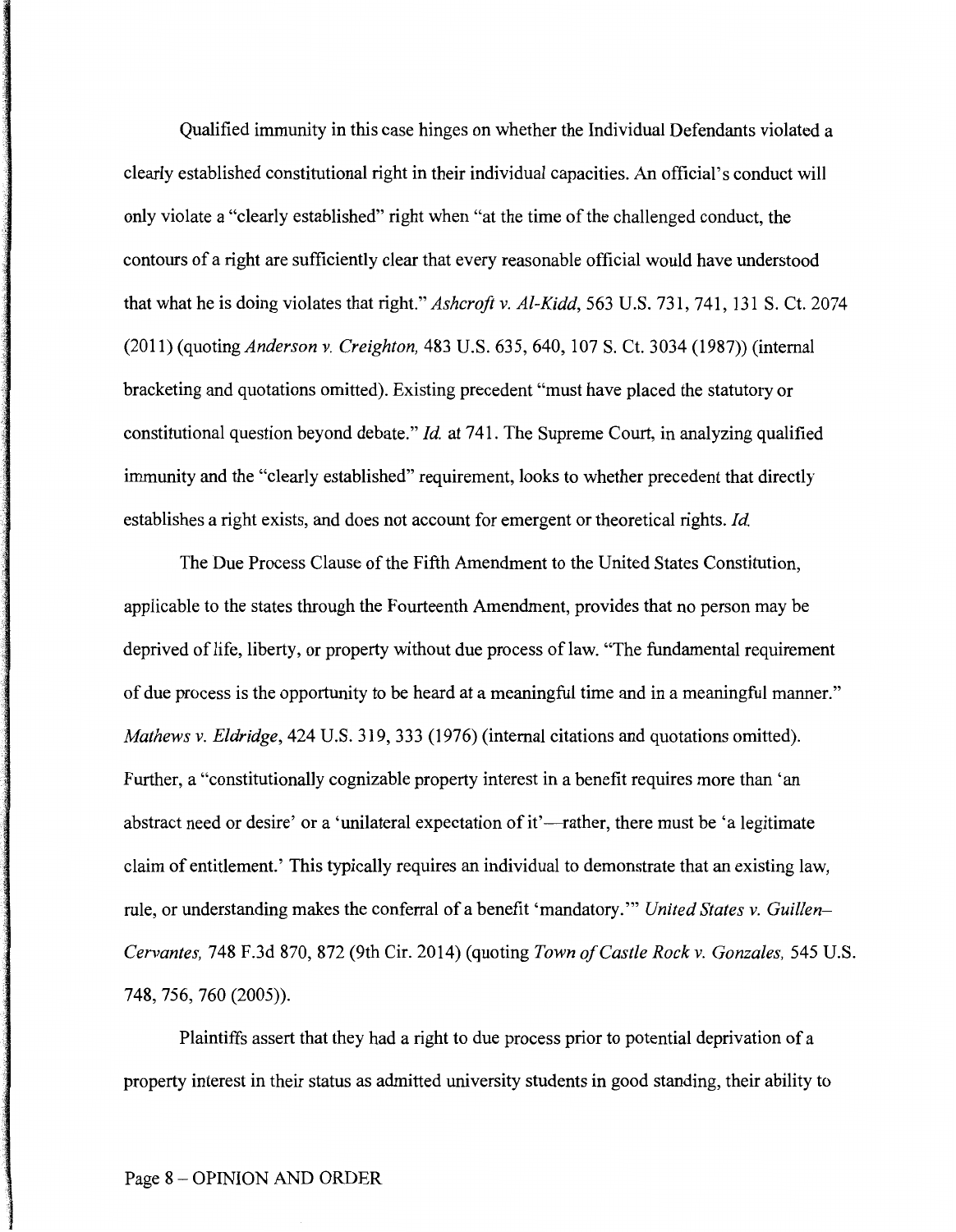Qualified immunity in this case hinges on whether the Individual Defendants violated a clearly established constitutional right in their individual capacities. An official's conduct will only violate a "clearly established" right when "at the time of the challenged conduct, the contours of a right are sufficiently clear that every reasonable official would have understood that what he is doing violates that right." *Ashcroft v. Al-Kidd*, 563 U.S. 731, 741, 131 S. Ct. 2074 (2011) (quoting *Anderson v. Creighton*, 483 U.S. 635, 640, 107 S. Ct. 3034 (1987)) (internal bracketing and quotations omitted). Existing precedent "must have placed the statutory or constitutional question beyond debate." *Id.* at 741. The Supreme Court, in analyzing qualified immunity and the "clearly established" requirement, looks to whether precedent that directly establishes a right exists, and does not account for emergent or theoretical rights. *Id.*

The Due Process Clause of the Fifth Amendment to the United States Constitution, applicable to the states through the Fourteenth Amendment, provides that no person may be deprived of life, liberty, or property without due process of law. "The fundamental requirement of due process is the opportunity to be heard at a meaningful time and in a meaningful manner." *Mathews v. Eldridge*, 424 U.S. 319, 333 (1976) (internal citations and quotations omitted). Further, a "constitutionally cognizable property interest in a benefit requires more than 'an abstract need or desire' or a 'unilateral expectation of it'—rather, there must be 'a legitimate claim of entitlement.' This typically requires an individual to demonstrate that an existing law, rule, or understanding makes the conferral of a benefit 'mandatory.'" *United States v. Guillen–Cervantes,* 748 F.3d 870, 872 (9th Cir. 2014) (quoting *Town of Castle Rock v. Gonzales,* 545 U.S. 748, 756, 760 (2005)).

Plaintiffs assert that they had a right to due process prior to potential deprivation of a property interest in their status as admitted university students in good standing, their ability to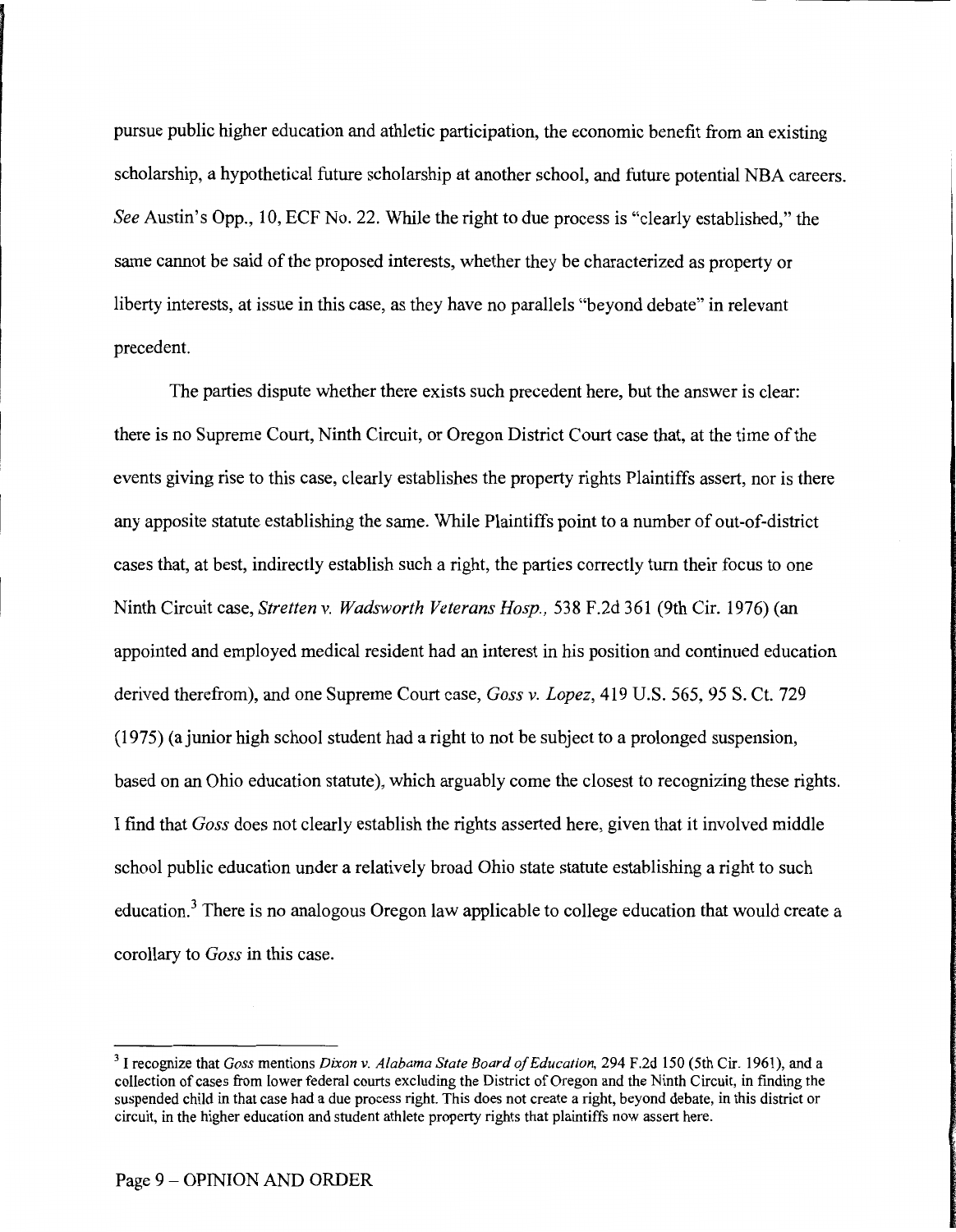pursue public higher education and athletic participation, the economic benefit from an existing scholarship, a hypothetical future scholarship at another school, and future potential NBA careers. *See* Austin's Opp., 10, ECF No. 22. While the right to due process is "clearly established," the same cannot be said of the proposed interests, whether they be characterized as property or liberty interests, at issue in this case, as they have no parallels "beyond debate" in relevant precedent.

The parties dispute whether there exists such precedent here, but the answer is clear: there is no Supreme Court, Ninth Circuit, or Oregon District Court case that, at the time of the events giving rise to this case, clearly establishes the property rights Plaintiffs assert, nor is there any apposite statute establishing the same. While Plaintiffs point to a number of out-of-district cases that, at best, indirectly establish such a right, the parties correctly turn their focus to one Ninth Circuit case, *Stretten v. Wadsworth Veterans Hosp.*, 538 F.2d 361 (9th Cir. 1976) (an appointed and employed medical resident had an interest in his position and continued education derived therefrom), and one Supreme Court case, *Goss v. Lopez*, 419 U.S. 565, 95 S. Ct. 729 (1975) (a junior high school student had a right to not be subject to a prolonged suspension, based on an Ohio education statute), which arguably come the closest to recognizing these rights. I find that *Goss* does not clearly establish the rights asserted here, given that it involved middle school public education under a relatively broad Ohio state statute establishing a right to such education.[3] There is no analogous Oregon law applicable to college education that would create a corollary to *Goss* in this case.

---

[3] I recognize that *Goss* mentions *Dixon v. Alabama State Board of Education*, 294 F.2d 150 (5th Cir. 1961), and a collection of cases from lower federal courts excluding the District of Oregon and the Ninth Circuit, in finding the suspended child in that case had a due process right. This does not create a right, beyond debate, in this district or circuit, in the higher education and student athlete property rights that plaintiffs now assert here.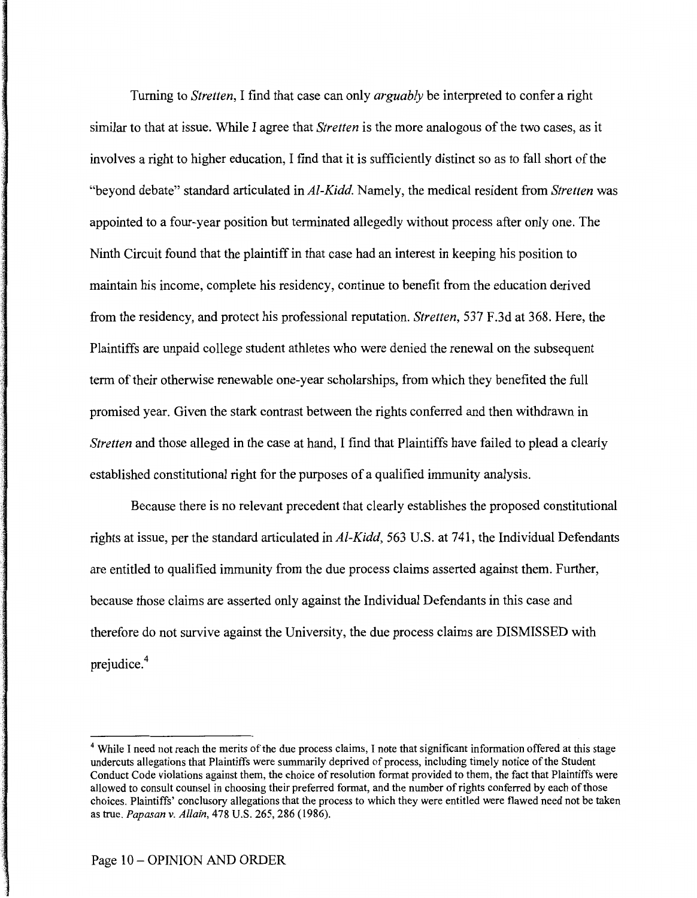Turning to *Stretten*, I find that case can only *arguably* be interpreted to confer a right similar to that at issue. While I agree that *Stretten* is the more analogous of the two cases, as it involves a right to higher education, I find that it is sufficiently distinct so as to fall short of the "beyond debate" standard articulated in *Al-Kidd*. Namely, the medical resident from *Stretten* was appointed to a four-year position but terminated allegedly without process after only one. The Ninth Circuit found that the plaintiff in that case had an interest in keeping his position to maintain his income, complete his residency, continue to benefit from the education derived from the residency, and protect his professional reputation. *Stretten*, 537 F.3d at 368. Here, the Plaintiffs are unpaid college student athletes who were denied the renewal on the subsequent term of their otherwise renewable one-year scholarships, from which they benefited the full promised year. Given the stark contrast between the rights conferred and then withdrawn in *Stretten* and those alleged in the case at hand, I find that Plaintiffs have failed to plead a clearly established constitutional right for the purposes of a qualified immunity analysis.

Because there is no relevant precedent that clearly establishes the proposed constitutional rights at issue, per the standard articulated in *Al-Kidd*, 563 U.S. at 741, the Individual Defendants are entitled to qualified immunity from the due process claims asserted against them. Further, because those claims are asserted only against the Individual Defendants in this case and therefore do not survive against the University, the due process claims are DISMISSED with prejudice.[4]

---

[4] While I need not reach the merits of the due process claims, I note that significant information offered at this stage undercuts allegations that Plaintiffs were summarily deprived of process, including timely notice of the Student Conduct Code violations against them, the choice of resolution format provided to them, the fact that Plaintiffs were allowed to consult counsel in choosing their preferred format, and the number of rights conferred by each of those choices. Plaintiffs' conclusory allegations that the process to which they were entitled were flawed need not be taken as true. *Papasan v. Allain*, 478 U.S. 265, 286 (1986).

Page 10 – OPINION AND ORDER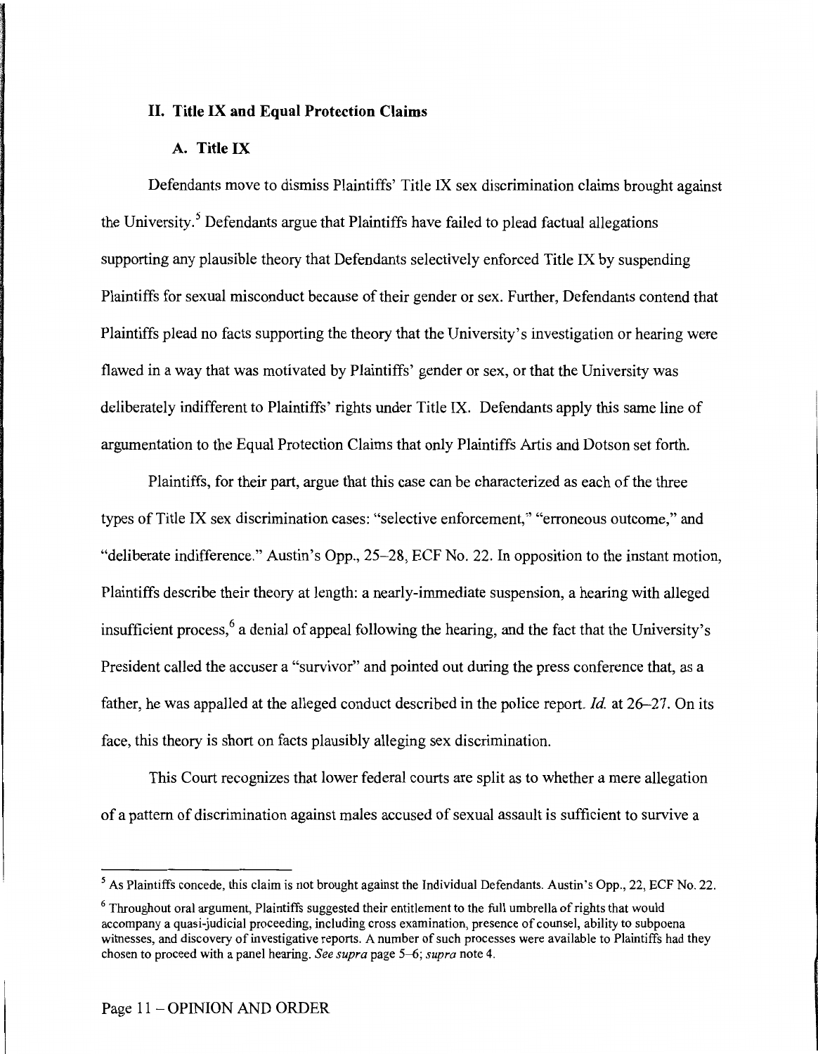## II. Title IX and Equal Protection Claims

### A. Title IX

Defendants move to dismiss Plaintiffs' Title IX sex discrimination claims brought against the University.[5] Defendants argue that Plaintiffs have failed to plead factual allegations supporting any plausible theory that Defendants selectively enforced Title IX by suspending Plaintiffs for sexual misconduct because of their gender or sex. Further, Defendants contend that Plaintiffs plead no facts supporting the theory that the University's investigation or hearing were flawed in a way that was motivated by Plaintiffs' gender or sex, or that the University was deliberately indifferent to Plaintiffs' rights under Title IX. Defendants apply this same line of argumentation to the Equal Protection Claims that only Plaintiffs Artis and Dotson set forth.

Plaintiffs, for their part, argue that this case can be characterized as each of the three types of Title IX sex discrimination cases: "selective enforcement," "erroneous outcome," and "deliberate indifference." Austin's Opp., 25–28, ECF No. 22. In opposition to the instant motion, Plaintiffs describe their theory at length: a nearly-immediate suspension, a hearing with alleged insufficient process,[6] a denial of appeal following the hearing, and the fact that the University's President called the accuser a "survivor" and pointed out during the press conference that, as a father, he was appalled at the alleged conduct described in the police report. *Id.* at 26–27. On its face, this theory is short on facts plausibly alleging sex discrimination.

This Court recognizes that lower federal courts are split as to whether a mere allegation of a pattern of discrimination against males accused of sexual assault is sufficient to survive a

---

[5] As Plaintiffs concede, this claim is not brought against the Individual Defendants. Austin's Opp., 22, ECF No. 22.

[6] Throughout oral argument, Plaintiffs suggested their entitlement to the full umbrella of rights that would accompany a quasi-judicial proceeding, including cross examination, presence of counsel, ability to subpoena witnesses, and discovery of investigative reports. A number of such processes were available to Plaintiffs had they chosen to proceed with a panel hearing. *See supra* page 5–6; *supra* note 4.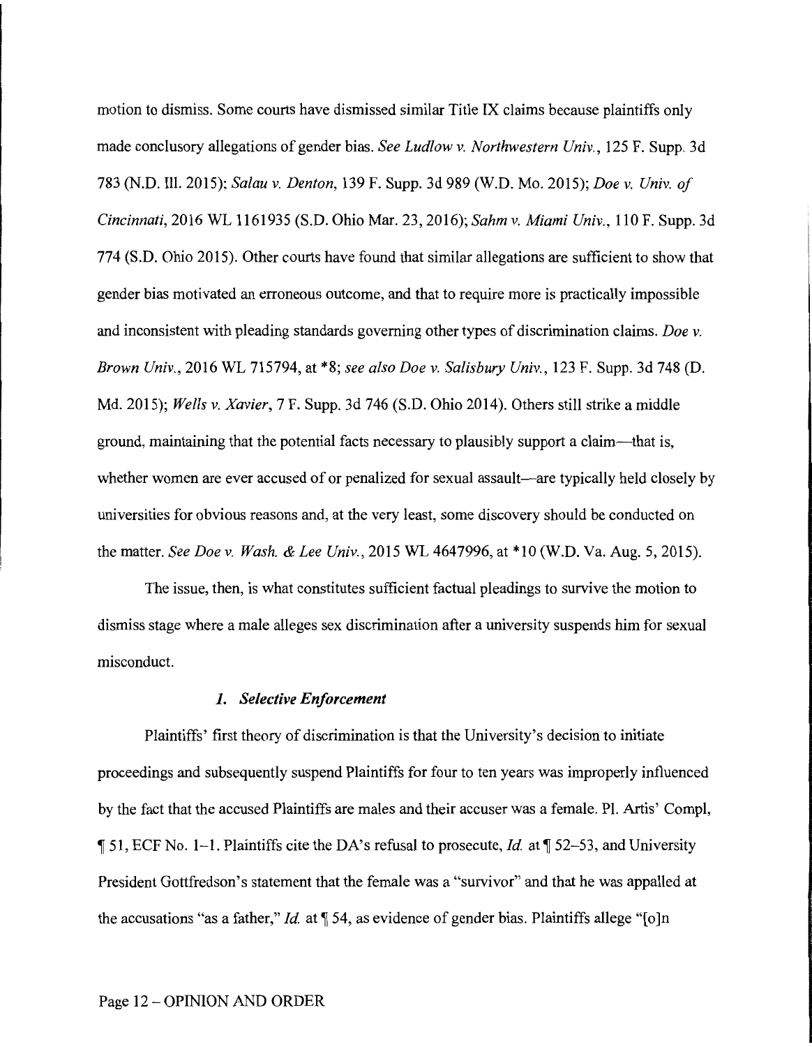motion to dismiss. Some courts have dismissed similar Title IX claims because plaintiffs only made conclusory allegations of gender bias. *See Ludlow v. Northwestern Univ.*, 125 F. Supp. 3d 783 (N.D. Ill. 2015); *Salau v. Denton*, 139 F. Supp. 3d 989 (W.D. Mo. 2015); *Doe v. Univ. of Cincinnati*, 2016 WL 1161935 (S.D. Ohio Mar. 23, 2016); *Sahm v. Miami Univ.*, 110 F. Supp. 3d 774 (S.D. Ohio 2015). Other courts have found that similar allegations are sufficient to show that gender bias motivated an erroneous outcome, and that to require more is practically impossible and inconsistent with pleading standards governing other types of discrimination claims. *Doe v. Brown Univ.*, 2016 WL 715794, at *8; *see also Doe v. Salisbury Univ.*, 123 F. Supp. 3d 748 (D. Md. 2015); *Wells v. Xavier*, 7 F. Supp. 3d 746 (S.D. Ohio 2014). Others still strike a middle ground, maintaining that the potential facts necessary to plausibly support a claim—that is, whether women are ever accused of or penalized for sexual assault—are typically held closely by universities for obvious reasons and, at the very least, some discovery should be conducted on the matter. *See Doe v. Wash. & Lee Univ.*, 2015 WL 4647996, at *10 (W.D. Va. Aug. 5, 2015).

The issue, then, is what constitutes sufficient factual pleadings to survive the motion to dismiss stage where a male alleges sex discrimination after a university suspends him for sexual misconduct.

### *1. Selective Enforcement*

Plaintiffs' first theory of discrimination is that the University's decision to initiate proceedings and subsequently suspend Plaintiffs for four to ten years was improperly influenced by the fact that the accused Plaintiffs are males and their accuser was a female. Pl. Artis' Compl, ¶ 51, ECF No. 1–1. Plaintiffs cite the DA's refusal to prosecute, *Id.* at ¶ 52–53, and University President Gottfredson's statement that the female was a "survivor" and that he was appalled at the accusations "as a father," *Id.* at ¶ 54, as evidence of gender bias. Plaintiffs allege "[o]n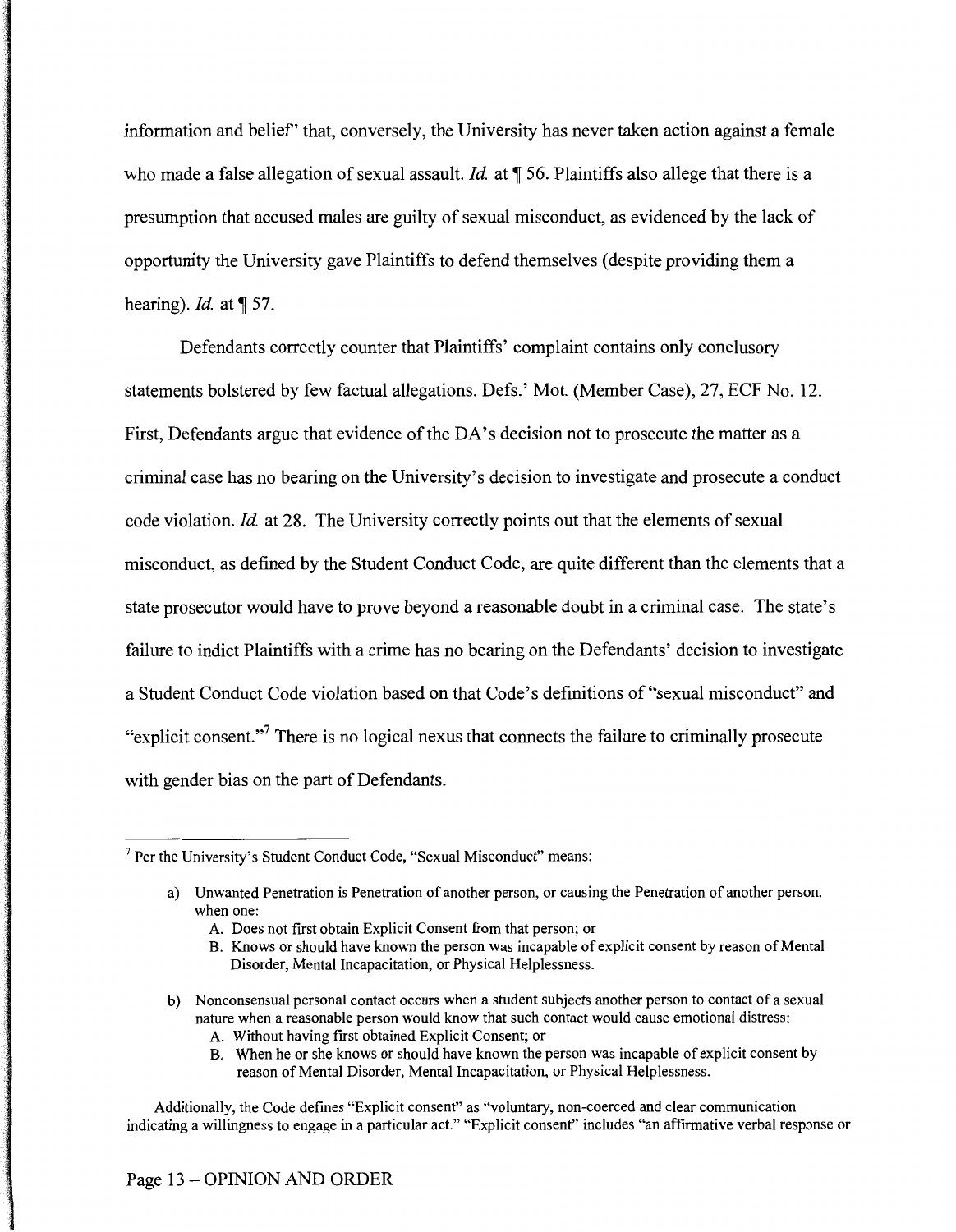information and belief" that, conversely, the University has never taken action against a female who made a false allegation of sexual assault. *Id.* at ¶ 56. Plaintiffs also allege that there is a presumption that accused males are guilty of sexual misconduct, as evidenced by the lack of opportunity the University gave Plaintiffs to defend themselves (despite providing them a hearing). *Id.* at ¶ 57.

Defendants correctly counter that Plaintiffs' complaint contains only conclusory statements bolstered by few factual allegations. Defs.' Mot. (Member Case), 27, ECF No. 12. First, Defendants argue that evidence of the DA's decision not to prosecute the matter as a criminal case has no bearing on the University's decision to investigate and prosecute a conduct code violation. *Id.* at 28. The University correctly points out that the elements of sexual misconduct, as defined by the Student Conduct Code, are quite different than the elements that a state prosecutor would have to prove beyond a reasonable doubt in a criminal case. The state's failure to indict Plaintiffs with a crime has no bearing on the Defendants' decision to investigate a Student Conduct Code violation based on that Code's definitions of "sexual misconduct" and "explicit consent."[7] There is no logical nexus that connects the failure to criminally prosecute with gender bias on the part of Defendants.

---

[7] Per the University's Student Conduct Code, "Sexual Misconduct" means:

a) Unwanted Penetration is Penetration of another person, or causing the Penetration of another person. when one:
   A. Does not first obtain Explicit Consent from that person; or
   B. Knows or should have known the person was incapable of explicit consent by reason of Mental Disorder, Mental Incapacitation, or Physical Helplessness.

b) Nonconsensual personal contact occurs when a student subjects another person to contact of a sexual nature when a reasonable person would know that such contact would cause emotional distress:
   A. Without having first obtained Explicit Consent; or
   B. When he or she knows or should have known the person was incapable of explicit consent by reason of Mental Disorder, Mental Incapacitation, or Physical Helplessness.

Additionally, the Code defines "Explicit consent" as "voluntary, non-coerced and clear communication indicating a willingness to engage in a particular act." "Explicit consent" includes "an affirmative verbal response or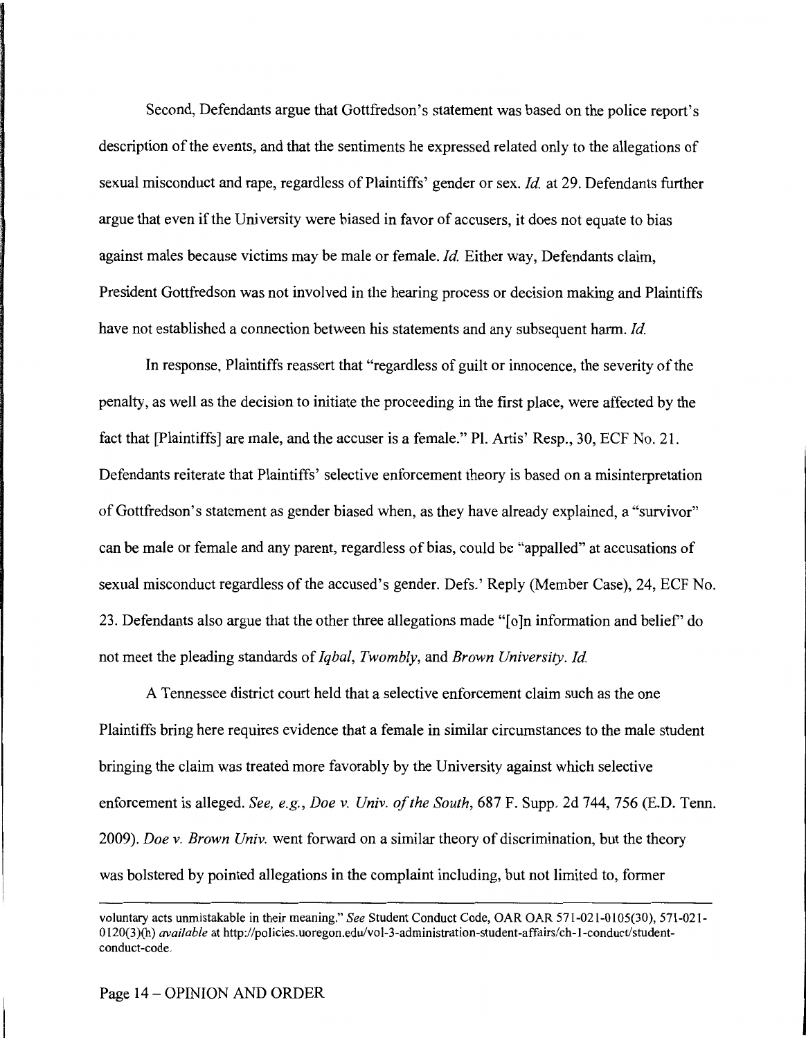Second, Defendants argue that Gottfredson's statement was based on the police report's description of the events, and that the sentiments he expressed related only to the allegations of sexual misconduct and rape, regardless of Plaintiffs' gender or sex. *Id.* at 29. Defendants further argue that even if the University were biased in favor of accusers, it does not equate to bias against males because victims may be male or female. *Id.* Either way, Defendants claim, President Gottfredson was not involved in the hearing process or decision making and Plaintiffs have not established a connection between his statements and any subsequent harm. *Id.*

In response, Plaintiffs reassert that "regardless of guilt or innocence, the severity of the penalty, as well as the decision to initiate the proceeding in the first place, were affected by the fact that [Plaintiffs] are male, and the accuser is a female." Pl. Artis' Resp., 30, ECF No. 21. Defendants reiterate that Plaintiffs' selective enforcement theory is based on a misinterpretation of Gottfredson's statement as gender biased when, as they have already explained, a "survivor" can be male or female and any parent, regardless of bias, could be "appalled" at accusations of sexual misconduct regardless of the accused's gender. Defs.' Reply (Member Case), 24, ECF No. 23. Defendants also argue that the other three allegations made "[o]n information and belief" do not meet the pleading standards of *Iqbal*, *Twombly*, and *Brown University*. *Id.*

A Tennessee district court held that a selective enforcement claim such as the one Plaintiffs bring here requires evidence that a female in similar circumstances to the male student bringing the claim was treated more favorably by the University against which selective enforcement is alleged. *See, e.g.*, *Doe v. Univ. of the South*, 687 F. Supp. 2d 744, 756 (E.D. Tenn. 2009). *Doe v. Brown Univ.* went forward on a similar theory of discrimination, but the theory was bolstered by pointed allegations in the complaint including, but not limited to, former

---

voluntary acts unmistakable in their meaning." *See* Student Conduct Code, OAR OAR 571-021-0105(30), 571-021-0120(3)(h) *available* at http://policies.uoregon.edu/vol-3-administration-student-affairs/ch-1-conduct/student-conduct-code.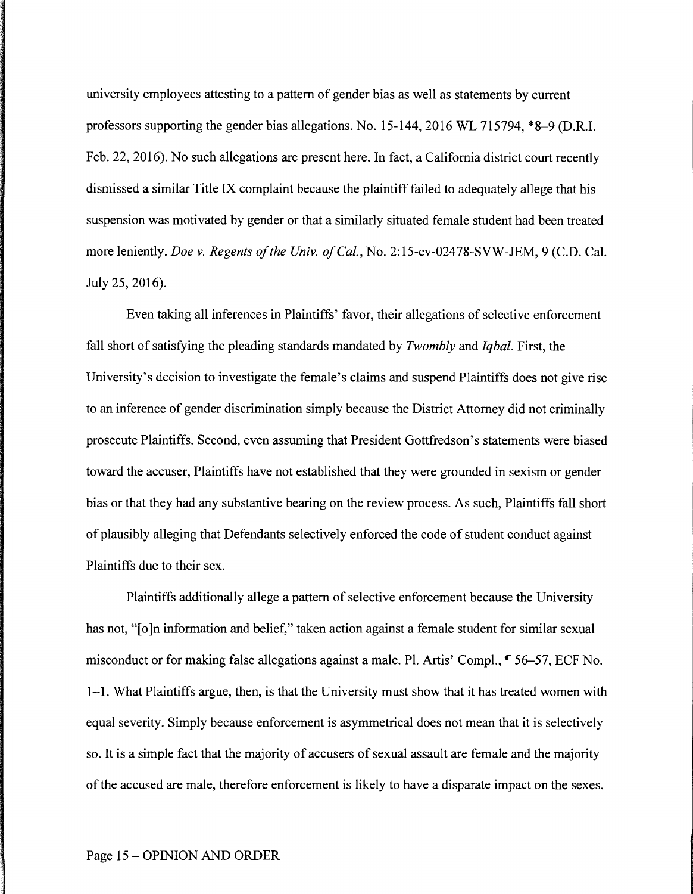university employees attesting to a pattern of gender bias as well as statements by current professors supporting the gender bias allegations. No. 15-144, 2016 WL 715794, *8–9 (D.R.I. Feb. 22, 2016). No such allegations are present here. In fact, a California district court recently dismissed a similar Title IX complaint because the plaintiff failed to adequately allege that his suspension was motivated by gender or that a similarly situated female student had been treated more leniently. *Doe v. Regents of the Univ. of Cal.*, No. 2:15-cv-02478-SVW-JEM, 9 (C.D. Cal. July 25, 2016).

Even taking all inferences in Plaintiffs' favor, their allegations of selective enforcement fall short of satisfying the pleading standards mandated by *Twombly* and *Iqbal*. First, the University's decision to investigate the female's claims and suspend Plaintiffs does not give rise to an inference of gender discrimination simply because the District Attorney did not criminally prosecute Plaintiffs. Second, even assuming that President Gottfredson's statements were biased toward the accuser, Plaintiffs have not established that they were grounded in sexism or gender bias or that they had any substantive bearing on the review process. As such, Plaintiffs fall short of plausibly alleging that Defendants selectively enforced the code of student conduct against Plaintiffs due to their sex.

Plaintiffs additionally allege a pattern of selective enforcement because the University has not, "[o]n information and belief," taken action against a female student for similar sexual misconduct or for making false allegations against a male. Pl. Artis' Compl., ¶ 56–57, ECF No. 1–1. What Plaintiffs argue, then, is that the University must show that it has treated women with equal severity. Simply because enforcement is asymmetrical does not mean that it is selectively so. It is a simple fact that the majority of accusers of sexual assault are female and the majority of the accused are male, therefore enforcement is likely to have a disparate impact on the sexes.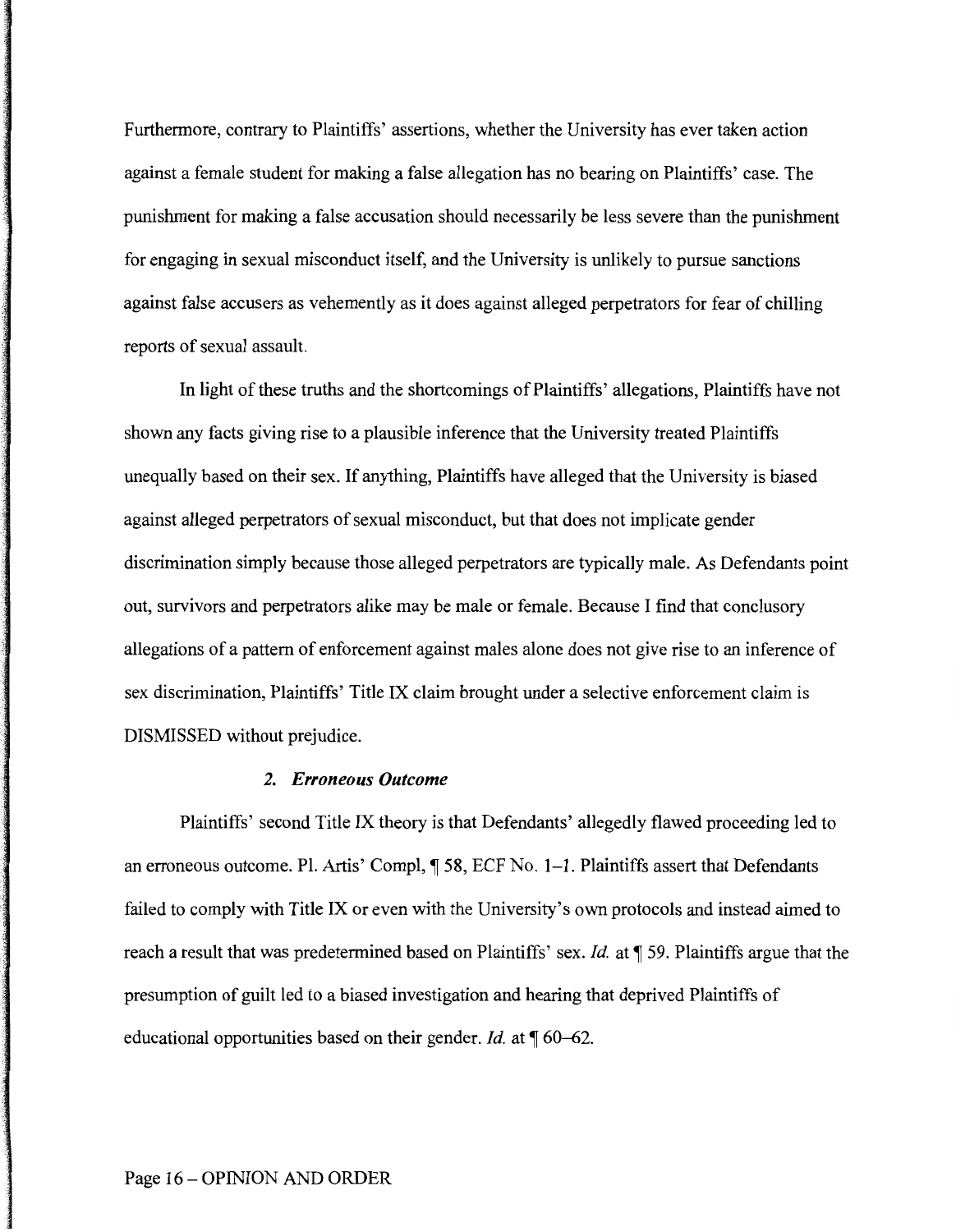Furthermore, contrary to Plaintiffs' assertions, whether the University has ever taken action against a female student for making a false allegation has no bearing on Plaintiffs' case. The punishment for making a false accusation should necessarily be less severe than the punishment for engaging in sexual misconduct itself, and the University is unlikely to pursue sanctions against false accusers as vehemently as it does against alleged perpetrators for fear of chilling reports of sexual assault.

In light of these truths and the shortcomings of Plaintiffs' allegations, Plaintiffs have not shown any facts giving rise to a plausible inference that the University treated Plaintiffs unequally based on their sex. If anything, Plaintiffs have alleged that the University is biased against alleged perpetrators of sexual misconduct, but that does not implicate gender discrimination simply because those alleged perpetrators are typically male. As Defendants point out, survivors and perpetrators alike may be male or female. Because I find that conclusory allegations of a pattern of enforcement against males alone does not give rise to an inference of sex discrimination, Plaintiffs' Title IX claim brought under a selective enforcement claim is DISMISSED without prejudice.

### *2. Erroneous Outcome*

Plaintiffs' second Title IX theory is that Defendants' allegedly flawed proceeding led to an erroneous outcome. Pl. Artis' Compl, ¶ 58, ECF No. 1–1. Plaintiffs assert that Defendants failed to comply with Title IX or even with the University's own protocols and instead aimed to reach a result that was predetermined based on Plaintiffs' sex. *Id.* at ¶ 59. Plaintiffs argue that the presumption of guilt led to a biased investigation and hearing that deprived Plaintiffs of educational opportunities based on their gender. *Id.* at ¶ 60–62.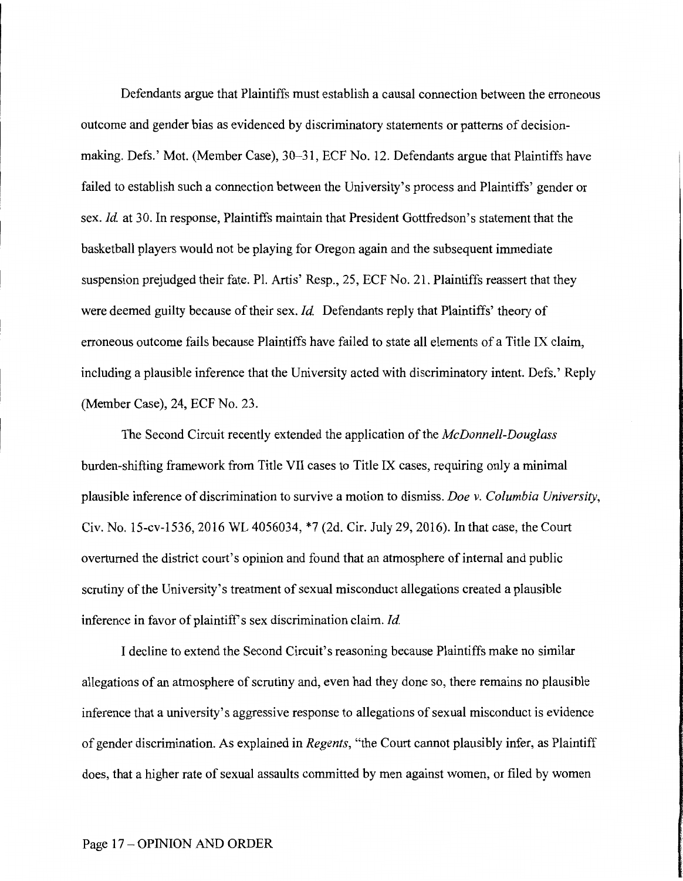Defendants argue that Plaintiffs must establish a causal connection between the erroneous outcome and gender bias as evidenced by discriminatory statements or patterns of decision-making. Defs.' Mot. (Member Case), 30–31, ECF No. 12. Defendants argue that Plaintiffs have failed to establish such a connection between the University's process and Plaintiffs' gender or sex. *Id.* at 30. In response, Plaintiffs maintain that President Gottfredson's statement that the basketball players would not be playing for Oregon again and the subsequent immediate suspension prejudged their fate. Pl. Artis' Resp., 25, ECF No. 21. Plaintiffs reassert that they were deemed guilty because of their sex. *Id.* Defendants reply that Plaintiffs' theory of erroneous outcome fails because Plaintiffs have failed to state all elements of a Title IX claim, including a plausible inference that the University acted with discriminatory intent. Defs.' Reply (Member Case), 24, ECF No. 23.

The Second Circuit recently extended the application of the *McDonnell-Douglass* burden-shifting framework from Title VII cases to Title IX cases, requiring only a minimal plausible inference of discrimination to survive a motion to dismiss. *Doe v. Columbia University*, Civ. No. 15-cv-1536, 2016 WL 4056034, *7 (2d. Cir. July 29, 2016). In that case, the Court overturned the district court's opinion and found that an atmosphere of internal and public scrutiny of the University's treatment of sexual misconduct allegations created a plausible inference in favor of plaintiff's sex discrimination claim. *Id.*

I decline to extend the Second Circuit's reasoning because Plaintiffs make no similar allegations of an atmosphere of scrutiny and, even had they done so, there remains no plausible inference that a university's aggressive response to allegations of sexual misconduct is evidence of gender discrimination. As explained in *Regents*, "the Court cannot plausibly infer, as Plaintiff does, that a higher rate of sexual assaults committed by men against women, or filed by women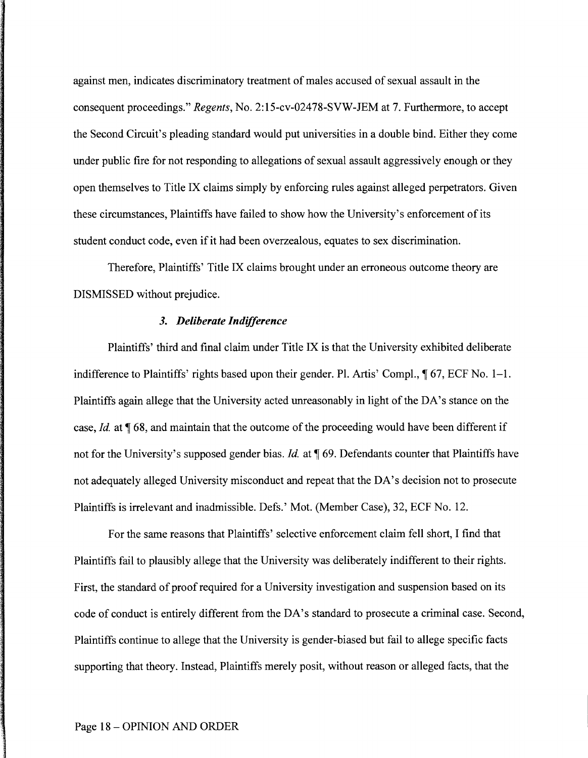against men, indicates discriminatory treatment of males accused of sexual assault in the consequent proceedings." *Regents*, No. 2:15-cv-02478-SVW-JEM at 7. Furthermore, to accept the Second Circuit's pleading standard would put universities in a double bind. Either they come under public fire for not responding to allegations of sexual assault aggressively enough or they open themselves to Title IX claims simply by enforcing rules against alleged perpetrators. Given these circumstances, Plaintiffs have failed to show how the University's enforcement of its student conduct code, even if it had been overzealous, equates to sex discrimination.

Therefore, Plaintiffs' Title IX claims brought under an erroneous outcome theory are DISMISSED without prejudice.

### *3. Deliberate Indifference*

Plaintiffs' third and final claim under Title IX is that the University exhibited deliberate indifference to Plaintiffs' rights based upon their gender. Pl. Artis' Compl., ¶ 67, ECF No. 1–1. Plaintiffs again allege that the University acted unreasonably in light of the DA's stance on the case, *Id.* at ¶ 68, and maintain that the outcome of the proceeding would have been different if not for the University's supposed gender bias. *Id.* at ¶ 69. Defendants counter that Plaintiffs have not adequately alleged University misconduct and repeat that the DA's decision not to prosecute Plaintiffs is irrelevant and inadmissible. Defs.' Mot. (Member Case), 32, ECF No. 12.

For the same reasons that Plaintiffs' selective enforcement claim fell short, I find that Plaintiffs fail to plausibly allege that the University was deliberately indifferent to their rights. First, the standard of proof required for a University investigation and suspension based on its code of conduct is entirely different from the DA's standard to prosecute a criminal case. Second, Plaintiffs continue to allege that the University is gender-biased but fail to allege specific facts supporting that theory. Instead, Plaintiffs merely posit, without reason or alleged facts, that the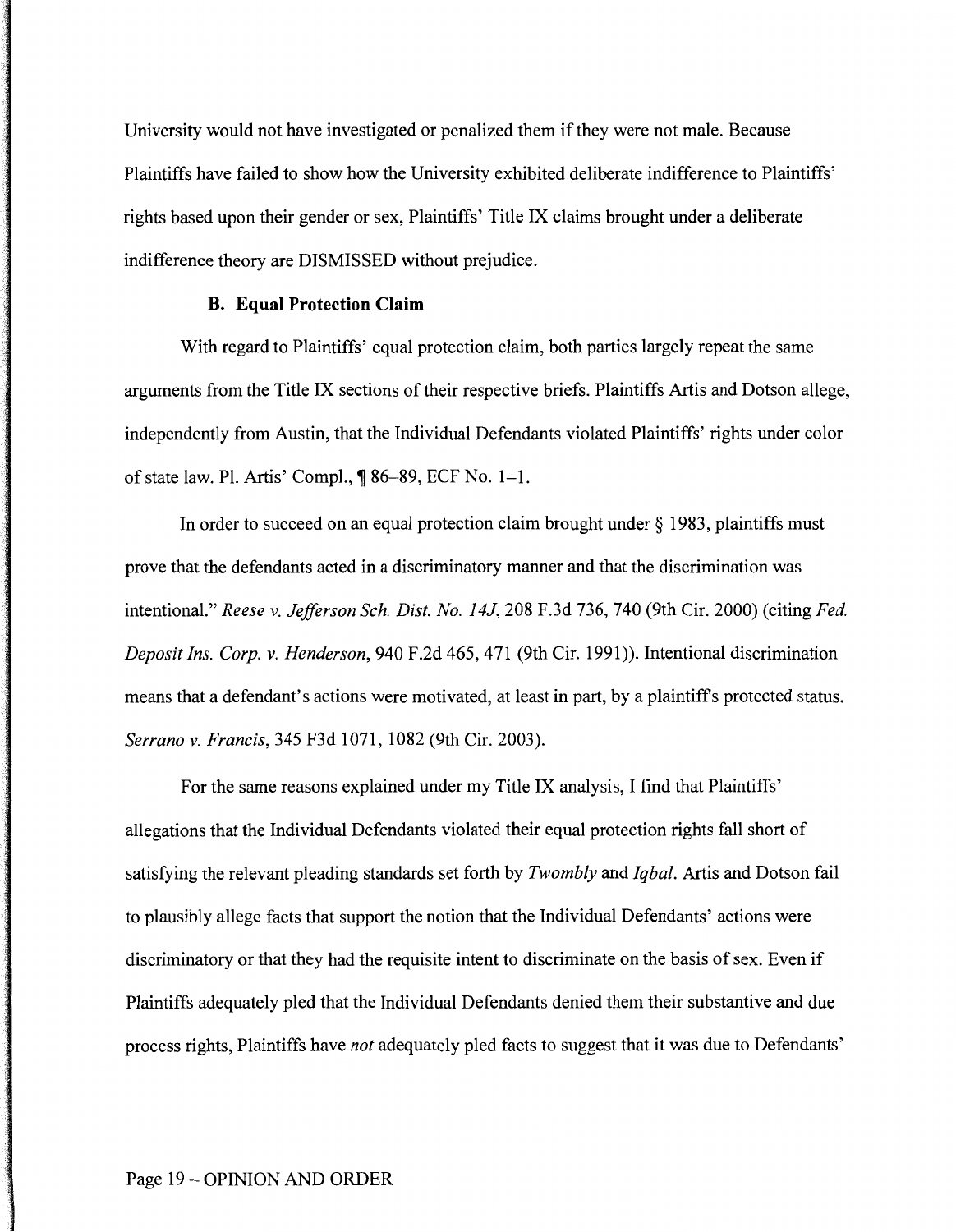University would not have investigated or penalized them if they were not male. Because Plaintiffs have failed to show how the University exhibited deliberate indifference to Plaintiffs' rights based upon their gender or sex, Plaintiffs' Title IX claims brought under a deliberate indifference theory are DISMISSED without prejudice.

### B. Equal Protection Claim

With regard to Plaintiffs' equal protection claim, both parties largely repeat the same arguments from the Title IX sections of their respective briefs. Plaintiffs Artis and Dotson allege, independently from Austin, that the Individual Defendants violated Plaintiffs' rights under color of state law. Pl. Artis' Compl., ¶ 86–89, ECF No. 1–1.

In order to succeed on an equal protection claim brought under § 1983, plaintiffs must prove that the defendants acted in a discriminatory manner and that the discrimination was intentional." *Reese v. Jefferson Sch. Dist. No. 14J*, 208 F.3d 736, 740 (9th Cir. 2000) (citing *Fed. Deposit Ins. Corp. v. Henderson*, 940 F.2d 465, 471 (9th Cir. 1991)). Intentional discrimination means that a defendant's actions were motivated, at least in part, by a plaintiff's protected status. *Serrano v. Francis*, 345 F3d 1071, 1082 (9th Cir. 2003).

For the same reasons explained under my Title IX analysis, I find that Plaintiffs' allegations that the Individual Defendants violated their equal protection rights fall short of satisfying the relevant pleading standards set forth by *Twombly* and *Iqbal*. Artis and Dotson fail to plausibly allege facts that support the notion that the Individual Defendants' actions were discriminatory or that they had the requisite intent to discriminate on the basis of sex. Even if Plaintiffs adequately pled that the Individual Defendants denied them their substantive and due process rights, Plaintiffs have *not* adequately pled facts to suggest that it was due to Defendants'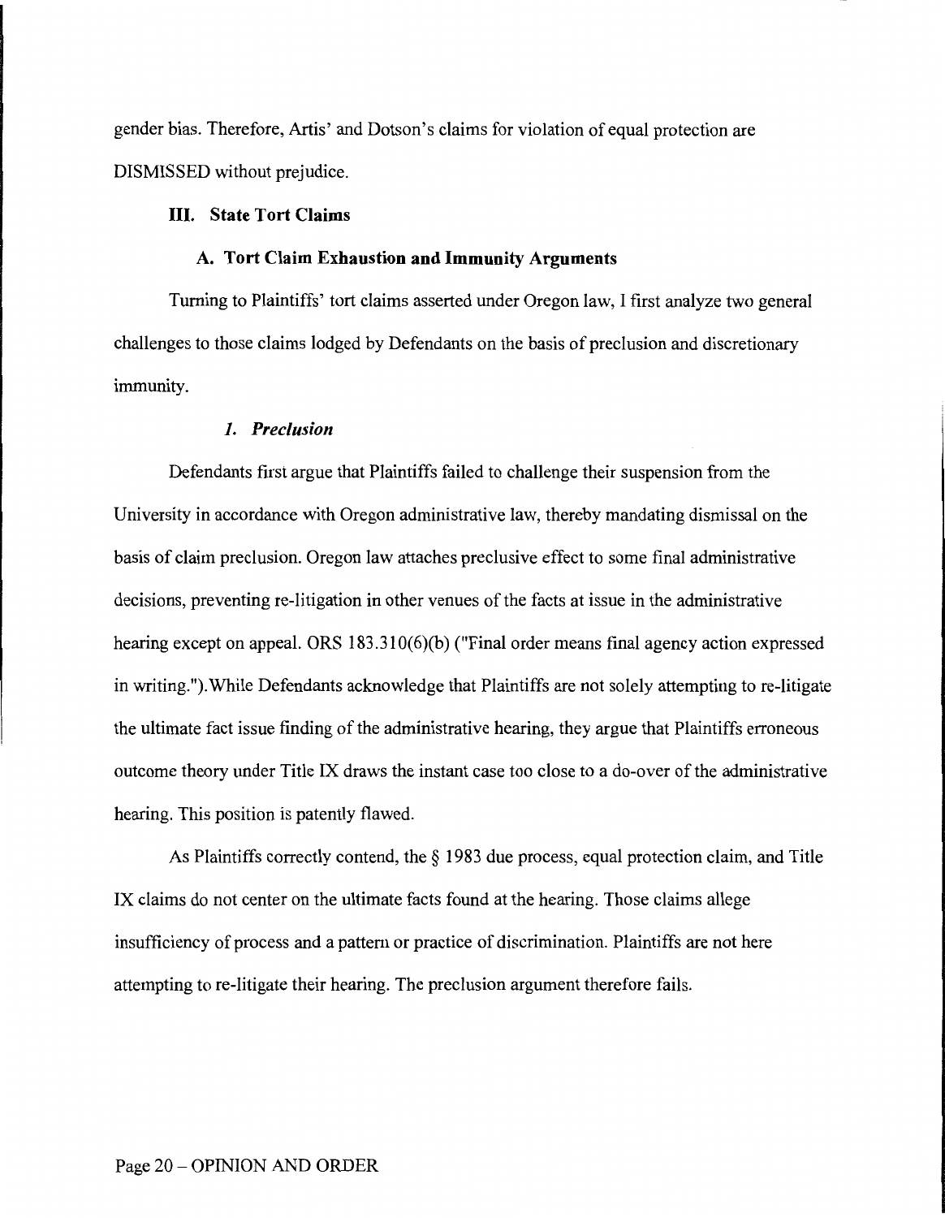gender bias. Therefore, Artis' and Dotson's claims for violation of equal protection are DISMISSED without prejudice.

## III. State Tort Claims

### A. Tort Claim Exhaustion and Immunity Arguments

Turning to Plaintiffs' tort claims asserted under Oregon law, I first analyze two general challenges to those claims lodged by Defendants on the basis of preclusion and discretionary immunity.

#### *1. Preclusion*

Defendants first argue that Plaintiffs failed to challenge their suspension from the University in accordance with Oregon administrative law, thereby mandating dismissal on the basis of claim preclusion. Oregon law attaches preclusive effect to some final administrative decisions, preventing re-litigation in other venues of the facts at issue in the administrative hearing except on appeal. ORS 183.310(6)(b) ("Final order means final agency action expressed in writing.").While Defendants acknowledge that Plaintiffs are not solely attempting to re-litigate the ultimate fact issue finding of the administrative hearing, they argue that Plaintiffs erroneous outcome theory under Title IX draws the instant case too close to a do-over of the administrative hearing. This position is patently flawed.

As Plaintiffs correctly contend, the § 1983 due process, equal protection claim, and Title IX claims do not center on the ultimate facts found at the hearing. Those claims allege insufficiency of process and a pattern or practice of discrimination. Plaintiffs are not here attempting to re-litigate their hearing. The preclusion argument therefore fails.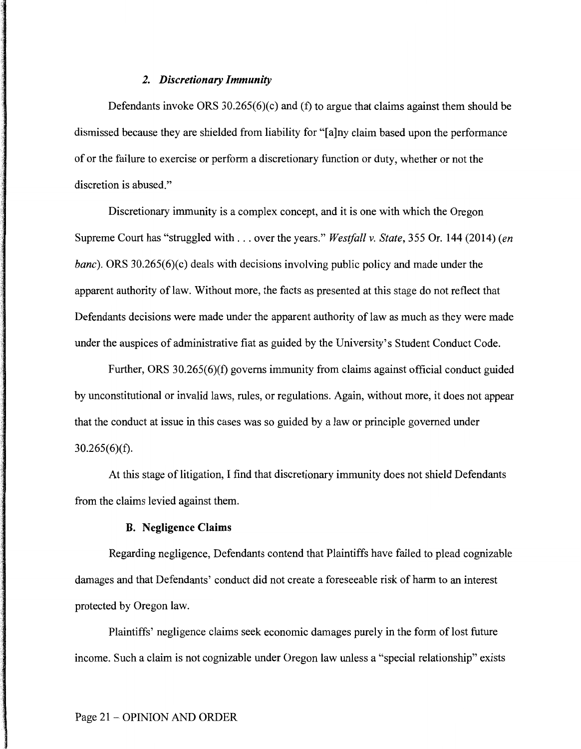### *2. Discretionary Immunity*

Defendants invoke ORS 30.265(6)(c) and (f) to argue that claims against them should be dismissed because they are shielded from liability for "[a]ny claim based upon the performance of or the failure to exercise or perform a discretionary function or duty, whether or not the discretion is abused."

Discretionary immunity is a complex concept, and it is one with which the Oregon Supreme Court has "struggled with . . . over the years." *Westfall v. State*, 355 Or. 144 (2014) (*en banc*). ORS 30.265(6)(c) deals with decisions involving public policy and made under the apparent authority of law. Without more, the facts as presented at this stage do not reflect that Defendants decisions were made under the apparent authority of law as much as they were made under the auspices of administrative fiat as guided by the University's Student Conduct Code.

Further, ORS 30.265(6)(f) governs immunity from claims against official conduct guided by unconstitutional or invalid laws, rules, or regulations. Again, without more, it does not appear that the conduct at issue in this cases was so guided by a law or principle governed under 30.265(6)(f).

At this stage of litigation, I find that discretionary immunity does not shield Defendants from the claims levied against them.

### B. Negligence Claims

Regarding negligence, Defendants contend that Plaintiffs have failed to plead cognizable damages and that Defendants' conduct did not create a foreseeable risk of harm to an interest protected by Oregon law.

Plaintiffs' negligence claims seek economic damages purely in the form of lost future income. Such a claim is not cognizable under Oregon law unless a "special relationship" exists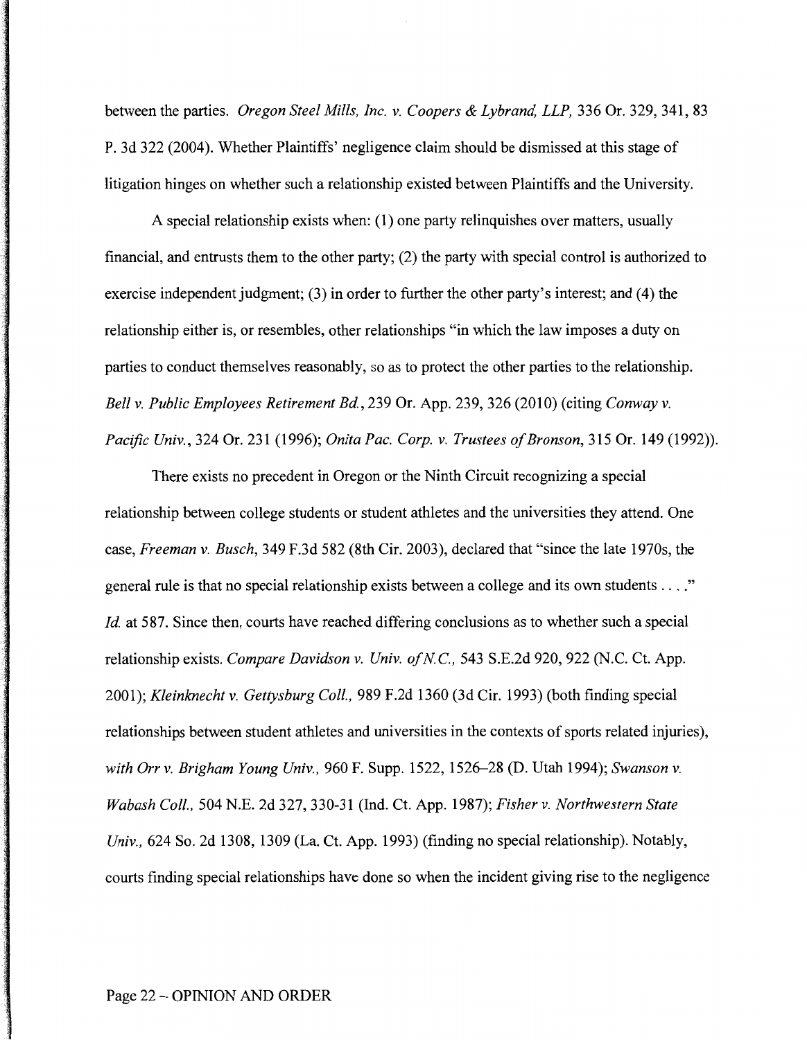between the parties. *Oregon Steel Mills, Inc. v. Coopers & Lybrand, LLP*, 336 Or. 329, 341, 83 P. 3d 322 (2004). Whether Plaintiffs' negligence claim should be dismissed at this stage of litigation hinges on whether such a relationship existed between Plaintiffs and the University.

A special relationship exists when: (1) one party relinquishes over matters, usually financial, and entrusts them to the other party; (2) the party with special control is authorized to exercise independent judgment; (3) in order to further the other party's interest; and (4) the relationship either is, or resembles, other relationships "in which the law imposes a duty on parties to conduct themselves reasonably, so as to protect the other parties to the relationship. *Bell v. Public Employees Retirement Bd.*, 239 Or. App. 239, 326 (2010) (citing *Conway v. Pacific Univ.*, 324 Or. 231 (1996); *Onita Pac. Corp. v. Trustees of Bronson*, 315 Or. 149 (1992)).

There exists no precedent in Oregon or the Ninth Circuit recognizing a special relationship between college students or student athletes and the universities they attend. One case, *Freeman v. Busch*, 349 F.3d 582 (8th Cir. 2003), declared that "since the late 1970s, the general rule is that no special relationship exists between a college and its own students . . . ." *Id.* at 587. Since then, courts have reached differing conclusions as to whether such a special relationship exists. *Compare Davidson v. Univ. of N.C.*, 543 S.E.2d 920, 922 (N.C. Ct. App. 2001); *Kleinknecht v. Gettysburg Coll.*, 989 F.2d 1360 (3d Cir. 1993) (both finding special relationships between student athletes and universities in the contexts of sports related injuries), *with Orr v. Brigham Young Univ.*, 960 F. Supp. 1522, 1526–28 (D. Utah 1994); *Swanson v. Wabash Coll.*, 504 N.E. 2d 327, 330-31 (Ind. Ct. App. 1987); *Fisher v. Northwestern State Univ.*, 624 So. 2d 1308, 1309 (La. Ct. App. 1993) (finding no special relationship). Notably, courts finding special relationships have done so when the incident giving rise to the negligence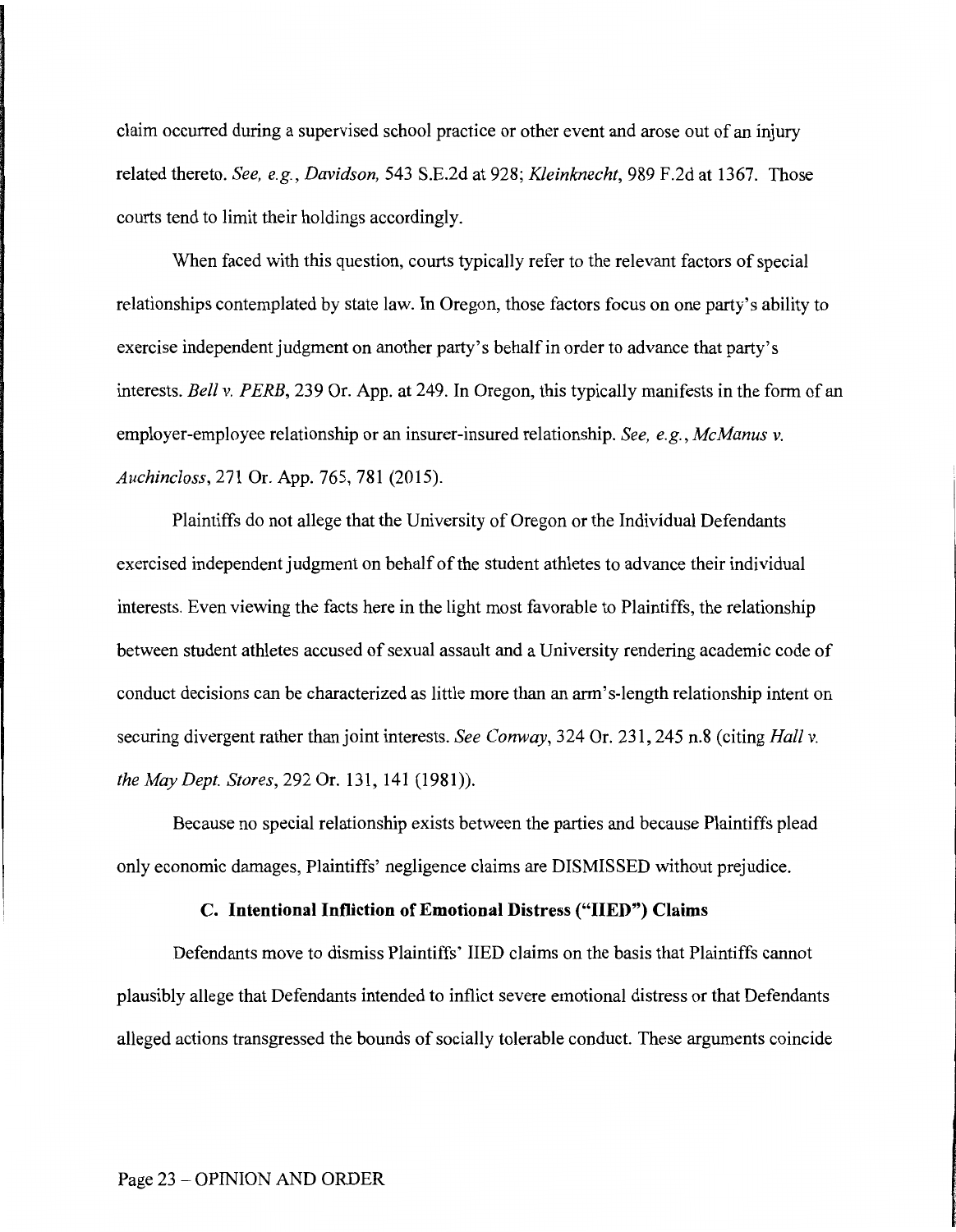claim occurred during a supervised school practice or other event and arose out of an injury related thereto. *See, e.g.*, *Davidson,* 543 S.E.2d at 928; *Kleinknecht*, 989 F.2d at 1367. Those courts tend to limit their holdings accordingly.

When faced with this question, courts typically refer to the relevant factors of special relationships contemplated by state law. In Oregon, those factors focus on one party's ability to exercise independent judgment on another party's behalf in order to advance that party's interests. *Bell v. PERB*, 239 Or. App. at 249. In Oregon, this typically manifests in the form of an employer-employee relationship or an insurer-insured relationship. *See, e.g.*, *McManus v. Auchincloss*, 271 Or. App. 765, 781 (2015).

Plaintiffs do not allege that the University of Oregon or the Individual Defendants exercised independent judgment on behalf of the student athletes to advance their individual interests. Even viewing the facts here in the light most favorable to Plaintiffs, the relationship between student athletes accused of sexual assault and a University rendering academic code of conduct decisions can be characterized as little more than an arm's-length relationship intent on securing divergent rather than joint interests. *See Conway*, 324 Or. 231, 245 n.8 (citing *Hall v. the May Dept. Stores*, 292 Or. 131, 141 (1981)).

Because no special relationship exists between the parties and because Plaintiffs plead only economic damages, Plaintiffs' negligence claims are DISMISSED without prejudice.

### C. Intentional Infliction of Emotional Distress ("IIED") Claims

Defendants move to dismiss Plaintiffs' IIED claims on the basis that Plaintiffs cannot plausibly allege that Defendants intended to inflict severe emotional distress or that Defendants alleged actions transgressed the bounds of socially tolerable conduct. These arguments coincide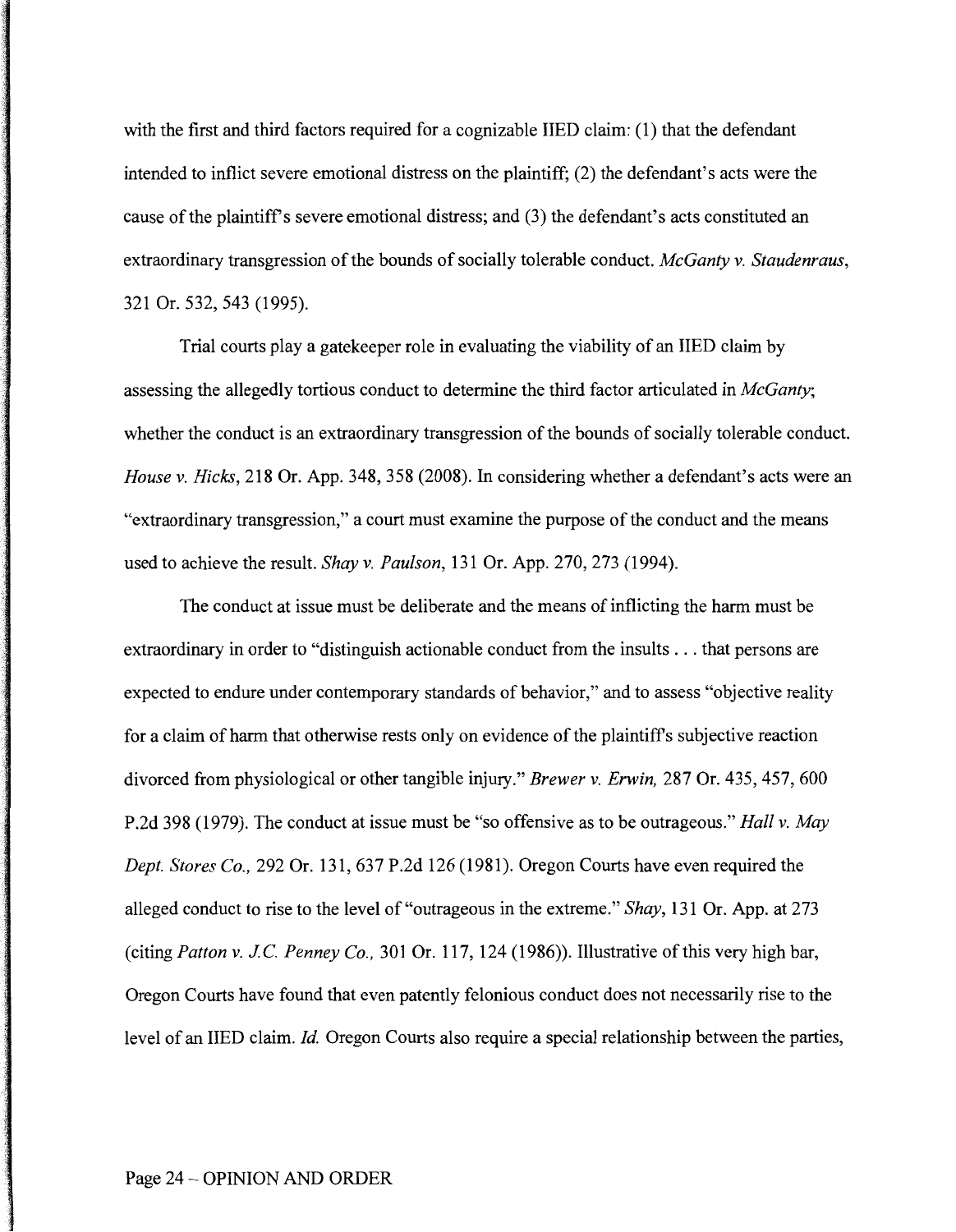with the first and third factors required for a cognizable IIED claim: (1) that the defendant intended to inflict severe emotional distress on the plaintiff; (2) the defendant's acts were the cause of the plaintiff's severe emotional distress; and (3) the defendant's acts constituted an extraordinary transgression of the bounds of socially tolerable conduct. *McGanty v. Staudenraus*, 321 Or. 532, 543 (1995).

Trial courts play a gatekeeper role in evaluating the viability of an IIED claim by assessing the allegedly tortious conduct to determine the third factor articulated in *McGanty*; whether the conduct is an extraordinary transgression of the bounds of socially tolerable conduct. *House v. Hicks*, 218 Or. App. 348, 358 (2008). In considering whether a defendant's acts were an "extraordinary transgression," a court must examine the purpose of the conduct and the means used to achieve the result. *Shay v. Paulson*, 131 Or. App. 270, 273 (1994).

The conduct at issue must be deliberate and the means of inflicting the harm must be extraordinary in order to "distinguish actionable conduct from the insults . . . that persons are expected to endure under contemporary standards of behavior," and to assess "objective reality for a claim of harm that otherwise rests only on evidence of the plaintiff's subjective reaction divorced from physiological or other tangible injury." *Brewer v. Erwin,* 287 Or. 435, 457, 600 P.2d 398 (1979). The conduct at issue must be "so offensive as to be outrageous." *Hall v. May Dept. Stores Co.,* 292 Or. 131, 637 P.2d 126 (1981). Oregon Courts have even required the alleged conduct to rise to the level of "outrageous in the extreme." *Shay*, 131 Or. App. at 273 (citing *Patton v. J.C. Penney Co.,* 301 Or. 117, 124 (1986)). Illustrative of this very high bar, Oregon Courts have found that even patently felonious conduct does not necessarily rise to the level of an IIED claim. *Id.* Oregon Courts also require a special relationship between the parties,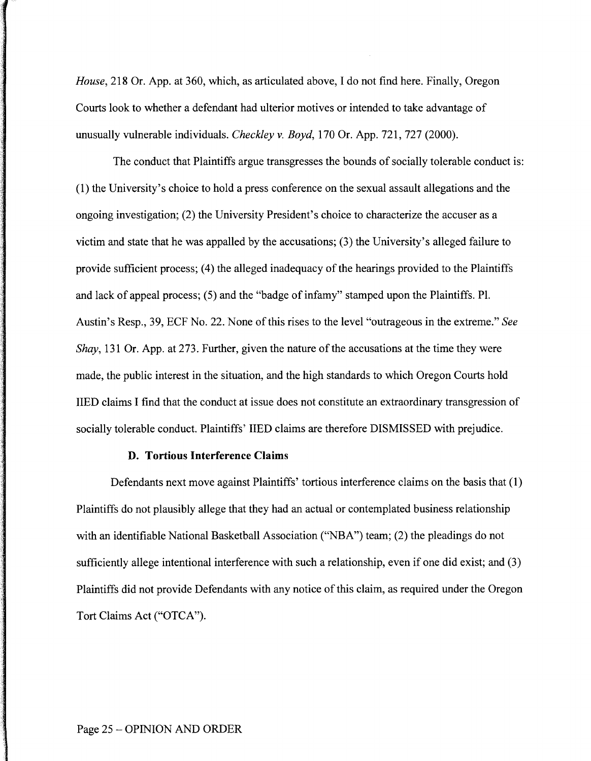*House*, 218 Or. App. at 360, which, as articulated above, I do not find here. Finally, Oregon Courts look to whether a defendant had ulterior motives or intended to take advantage of unusually vulnerable individuals. *Checkley v. Boyd*, 170 Or. App. 721, 727 (2000).

The conduct that Plaintiffs argue transgresses the bounds of socially tolerable conduct is: (1) the University's choice to hold a press conference on the sexual assault allegations and the ongoing investigation; (2) the University President's choice to characterize the accuser as a victim and state that he was appalled by the accusations; (3) the University's alleged failure to provide sufficient process; (4) the alleged inadequacy of the hearings provided to the Plaintiffs and lack of appeal process; (5) and the "badge of infamy" stamped upon the Plaintiffs. Pl. Austin's Resp., 39, ECF No. 22. None of this rises to the level "outrageous in the extreme." *See Shay*, 131 Or. App. at 273. Further, given the nature of the accusations at the time they were made, the public interest in the situation, and the high standards to which Oregon Courts hold IIED claims I find that the conduct at issue does not constitute an extraordinary transgression of socially tolerable conduct. Plaintiffs' IIED claims are therefore DISMISSED with prejudice.

### D. Tortious Interference Claims

Defendants next move against Plaintiffs' tortious interference claims on the basis that (1) Plaintiffs do not plausibly allege that they had an actual or contemplated business relationship with an identifiable National Basketball Association ("NBA") team; (2) the pleadings do not sufficiently allege intentional interference with such a relationship, even if one did exist; and (3) Plaintiffs did not provide Defendants with any notice of this claim, as required under the Oregon Tort Claims Act ("OTCA").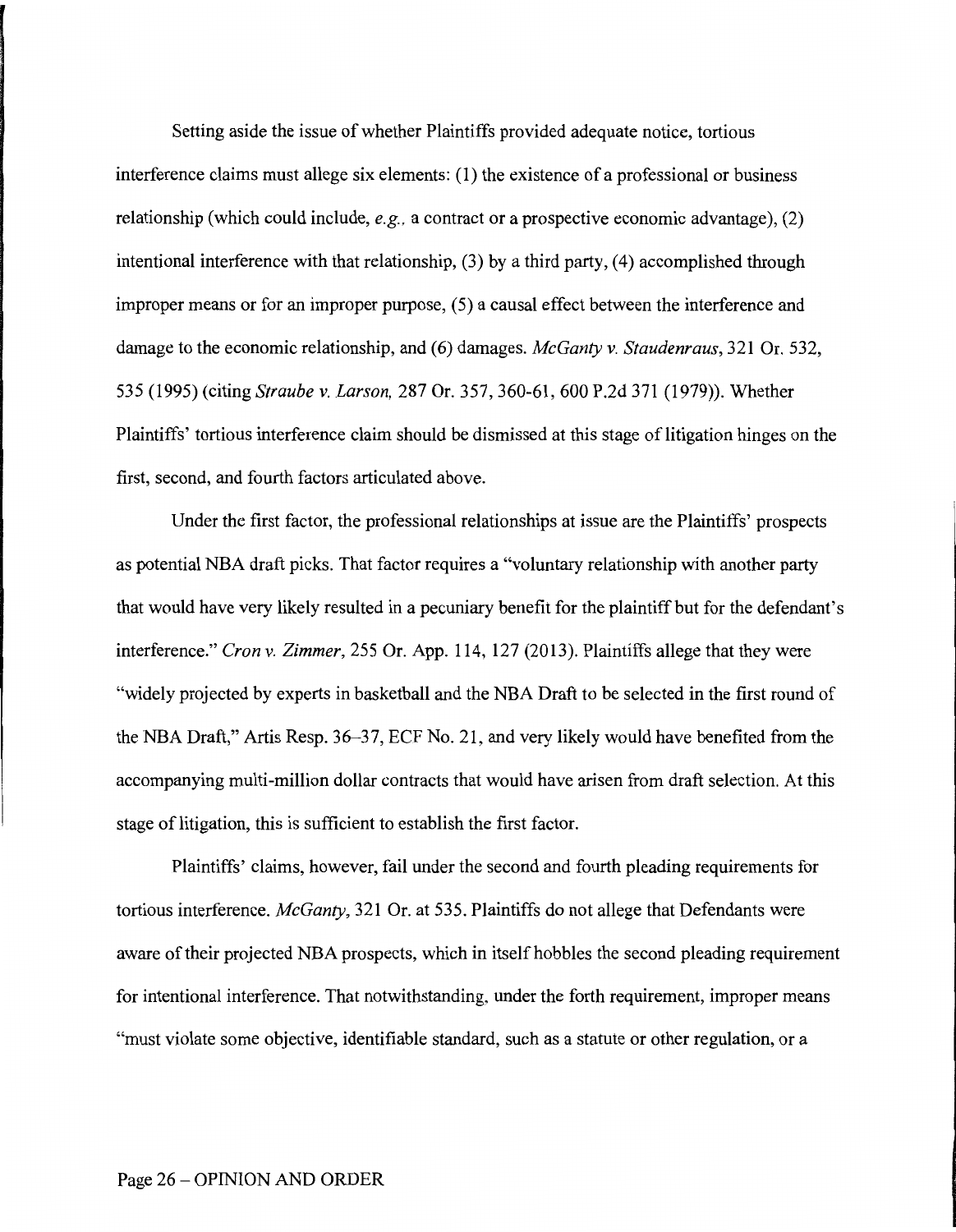Setting aside the issue of whether Plaintiffs provided adequate notice, tortious interference claims must allege six elements: (1) the existence of a professional or business relationship (which could include, *e.g.*, a contract or a prospective economic advantage), (2) intentional interference with that relationship, (3) by a third party, (4) accomplished through improper means or for an improper purpose, (5) a causal effect between the interference and damage to the economic relationship, and (6) damages. *McGanty v. Staudenraus*, 321 Or. 532, 535 (1995) (citing *Straube v. Larson*, 287 Or. 357, 360-61, 600 P.2d 371 (1979)). Whether Plaintiffs' tortious interference claim should be dismissed at this stage of litigation hinges on the first, second, and fourth factors articulated above.

Under the first factor, the professional relationships at issue are the Plaintiffs' prospects as potential NBA draft picks. That factor requires a "voluntary relationship with another party that would have very likely resulted in a pecuniary benefit for the plaintiff but for the defendant's interference." *Cron v. Zimmer*, 255 Or. App. 114, 127 (2013). Plaintiffs allege that they were "widely projected by experts in basketball and the NBA Draft to be selected in the first round of the NBA Draft," Artis Resp. 36–37, ECF No. 21, and very likely would have benefited from the accompanying multi-million dollar contracts that would have arisen from draft selection. At this stage of litigation, this is sufficient to establish the first factor.

Plaintiffs' claims, however, fail under the second and fourth pleading requirements for tortious interference. *McGanty*, 321 Or. at 535. Plaintiffs do not allege that Defendants were aware of their projected NBA prospects, which in itself hobbles the second pleading requirement for intentional interference. That notwithstanding, under the forth requirement, improper means "must violate some objective, identifiable standard, such as a statute or other regulation, or a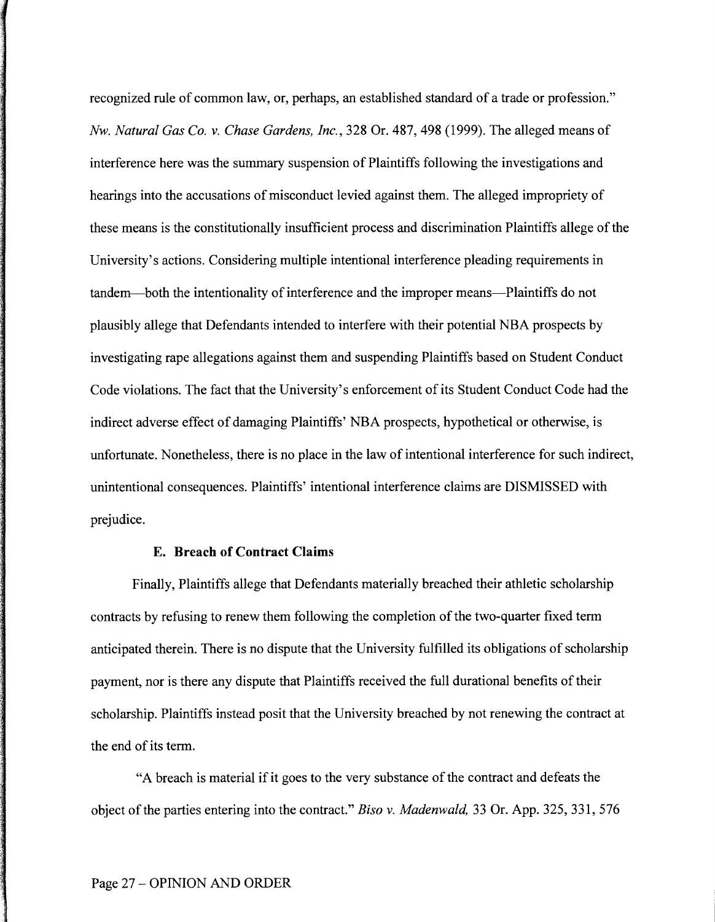recognized rule of common law, or, perhaps, an established standard of a trade or profession." *Nw. Natural Gas Co. v. Chase Gardens, Inc.*, 328 Or. 487, 498 (1999). The alleged means of interference here was the summary suspension of Plaintiffs following the investigations and hearings into the accusations of misconduct levied against them. The alleged impropriety of these means is the constitutionally insufficient process and discrimination Plaintiffs allege of the University's actions. Considering multiple intentional interference pleading requirements in tandem—both the intentionality of interference and the improper means—Plaintiffs do not plausibly allege that Defendants intended to interfere with their potential NBA prospects by investigating rape allegations against them and suspending Plaintiffs based on Student Conduct Code violations. The fact that the University's enforcement of its Student Conduct Code had the indirect adverse effect of damaging Plaintiffs' NBA prospects, hypothetical or otherwise, is unfortunate. Nonetheless, there is no place in the law of intentional interference for such indirect, unintentional consequences. Plaintiffs' intentional interference claims are DISMISSED with prejudice.

### E. Breach of Contract Claims

Finally, Plaintiffs allege that Defendants materially breached their athletic scholarship contracts by refusing to renew them following the completion of the two-quarter fixed term anticipated therein. There is no dispute that the University fulfilled its obligations of scholarship payment, nor is there any dispute that Plaintiffs received the full durational benefits of their scholarship. Plaintiffs instead posit that the University breached by not renewing the contract at the end of its term.

"A breach is material if it goes to the very substance of the contract and defeats the object of the parties entering into the contract." *Biso v. Madenwald,* 33 Or. App. 325, 331, 576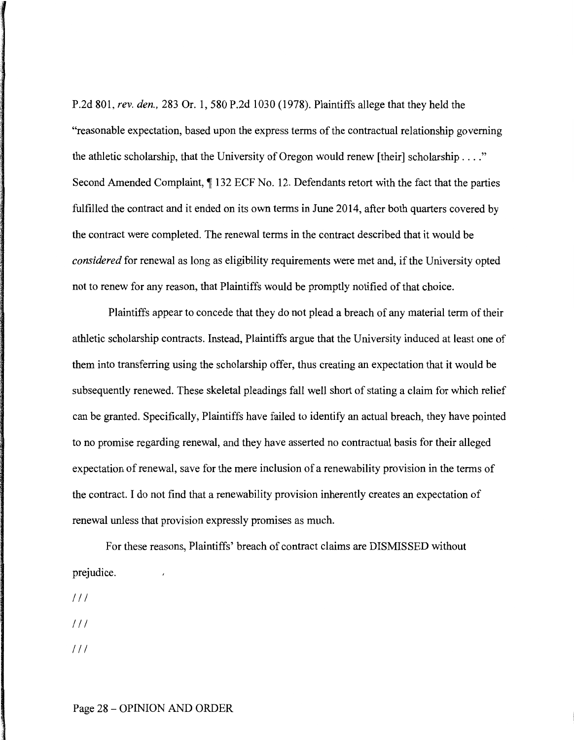P.2d 801, *rev. den.,* 283 Or. 1, 580 P.2d 1030 (1978). Plaintiffs allege that they held the "reasonable expectation, based upon the express terms of the contractual relationship governing the athletic scholarship, that the University of Oregon would renew [their] scholarship . . . ." Second Amended Complaint, ¶ 132 ECF No. 12. Defendants retort with the fact that the parties fulfilled the contract and it ended on its own terms in June 2014, after both quarters covered by the contract were completed. The renewal terms in the contract described that it would be *considered* for renewal as long as eligibility requirements were met and, if the University opted not to renew for any reason, that Plaintiffs would be promptly notified of that choice.

Plaintiffs appear to concede that they do not plead a breach of any material term of their athletic scholarship contracts. Instead, Plaintiffs argue that the University induced at least one of them into transferring using the scholarship offer, thus creating an expectation that it would be subsequently renewed. These skeletal pleadings fall well short of stating a claim for which relief can be granted. Specifically, Plaintiffs have failed to identify an actual breach, they have pointed to no promise regarding renewal, and they have asserted no contractual basis for their alleged expectation of renewal, save for the mere inclusion of a renewability provision in the terms of the contract. I do not find that a renewability provision inherently creates an expectation of renewal unless that provision expressly promises as much.

For these reasons, Plaintiffs' breach of contract claims are DISMISSED without prejudice.

///

///

///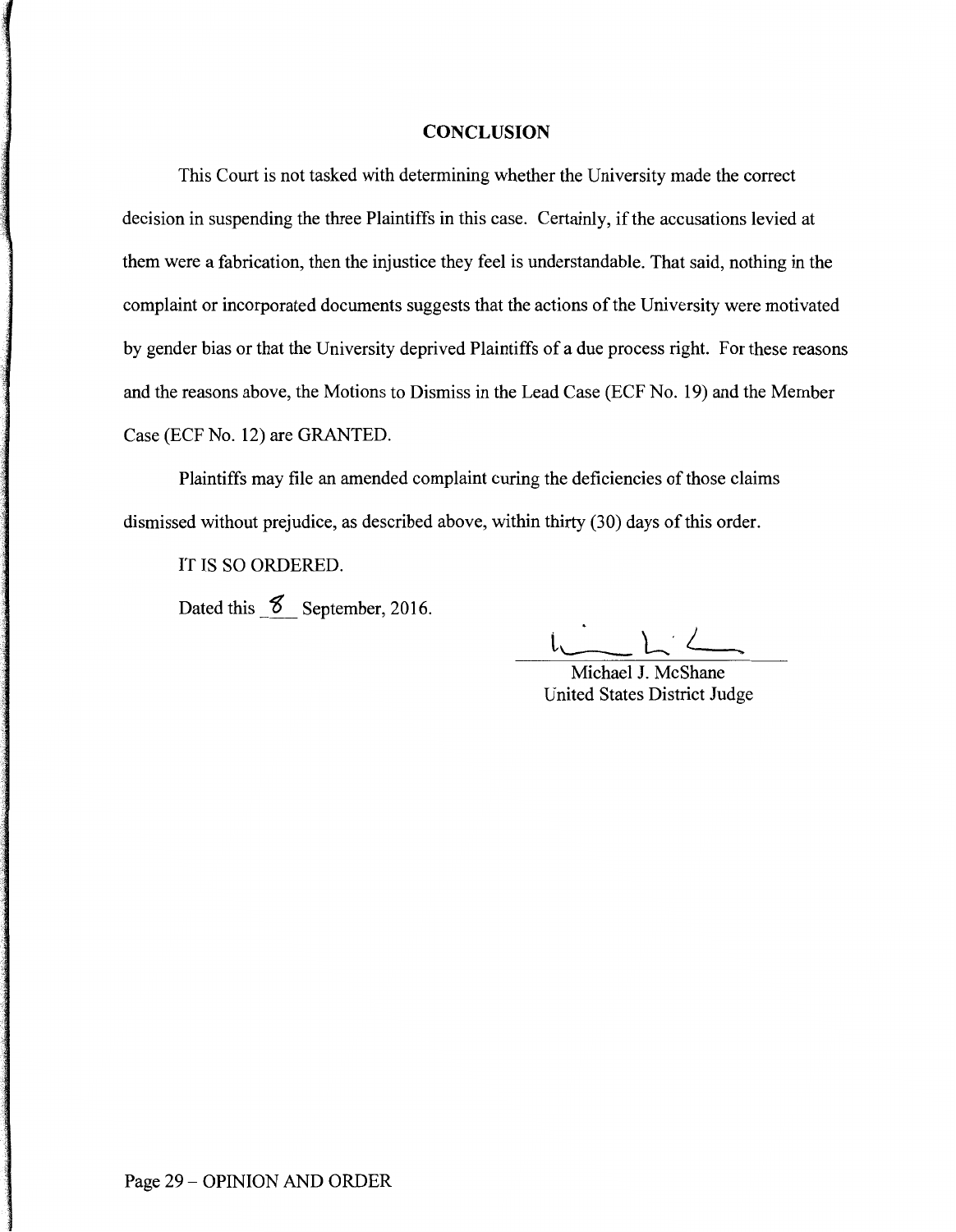## CONCLUSION

This Court is not tasked with determining whether the University made the correct decision in suspending the three Plaintiffs in this case. Certainly, if the accusations levied at them were a fabrication, then the injustice they feel is understandable. That said, nothing in the complaint or incorporated documents suggests that the actions of the University were motivated by gender bias or that the University deprived Plaintiffs of a due process right. For these reasons and the reasons above, the Motions to Dismiss in the Lead Case (ECF No. 19) and the Member Case (ECF No. 12) are GRANTED.

Plaintiffs may file an amended complaint curing the deficiencies of those claims dismissed without prejudice, as described above, within thirty (30) days of this order.

IT IS SO ORDERED.

Dated this 8 September, 2016.

Michael J. McShane
United States District Judge

Page 29 – OPINION AND ORDER